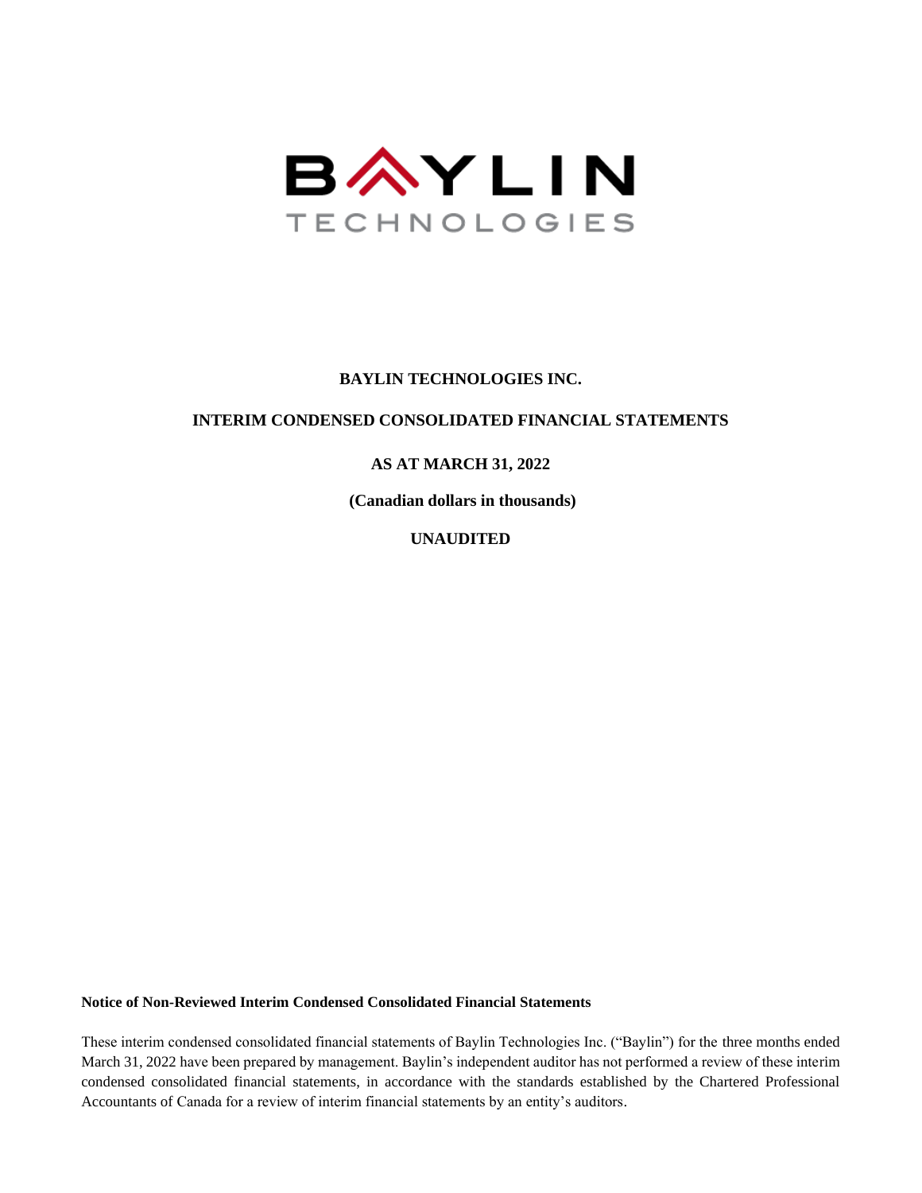BAYLIN TECHNOLOGIES

# BAYLIN TECHNOLOGIES INC.

## INTERIM CONDENSED CONSOLIDATED FINANCIAL STATEMENTS

## AS AT MARCH 31, 2022

**(Canadian dollars in thousands)**

**UNAUDITED**

**Notice of Non-Reviewed Interim Condensed Consolidated Financial Statements**

These interim condensed consolidated financial statements of Baylin Technologies Inc. ("Baylin") for the three months ended March 31, 2022 have been prepared by management. Baylin's independent auditor has not performed a review of these interim condensed consolidated financial statements, in accordance with the standards established by the Chartered Professional Accountants of Canada for a review of interim financial statements by an entity's auditors.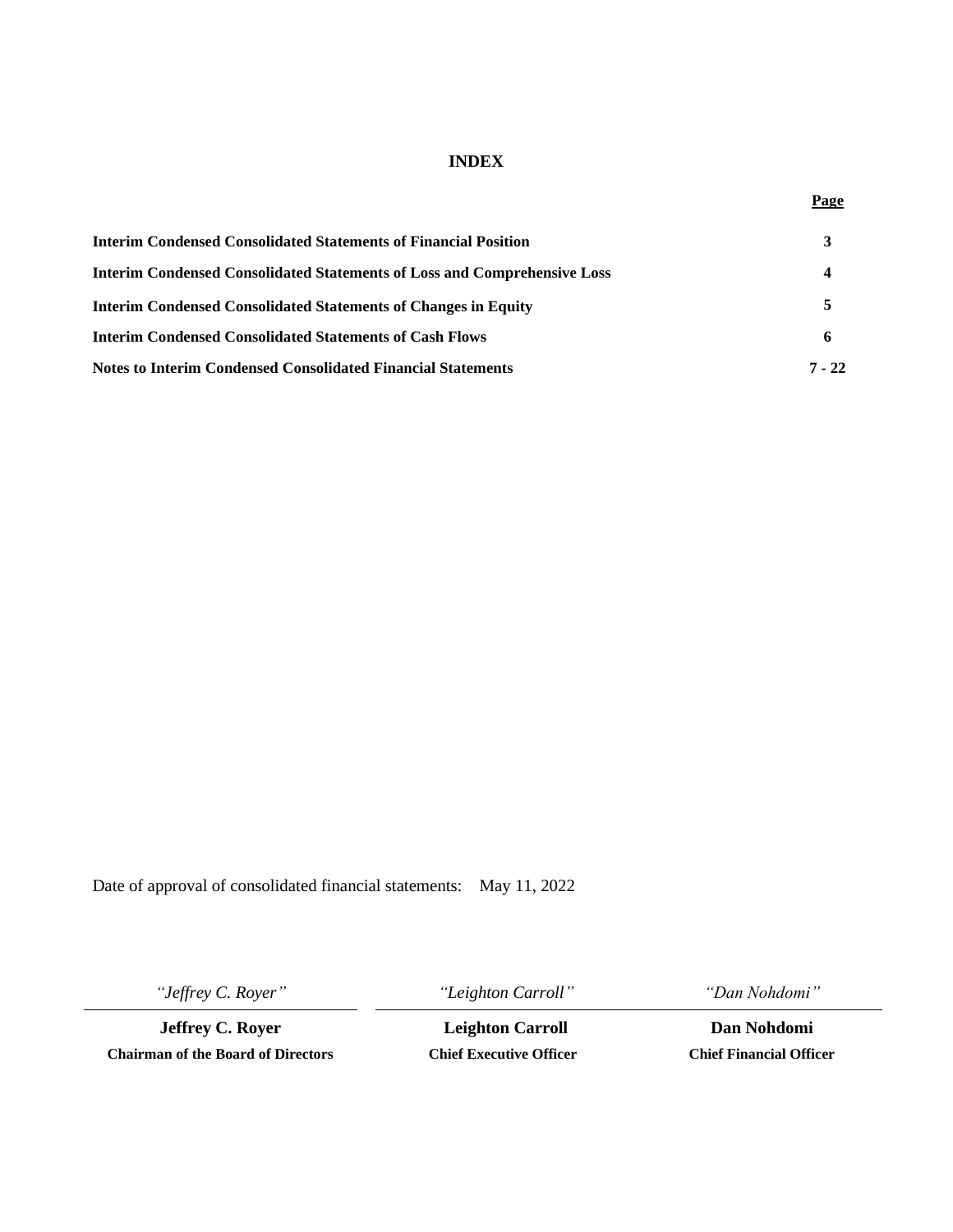# INDEX

| | **Page** |
|---|---|
| **Interim Condensed Consolidated Statements of Financial Position** | **3** |
| **Interim Condensed Consolidated Statements of Loss and Comprehensive Loss** | **4** |
| **Interim Condensed Consolidated Statements of Changes in Equity** | **5** |
| **Interim Condensed Consolidated Statements of Cash Flows** | **6** |
| **Notes to Interim Condensed Consolidated Financial Statements** | **7 - 22** |

Date of approval of consolidated financial statements: May 11, 2022

| *"Jeffrey C. Royer"* | *"Leighton Carroll"* | *"Dan Nohdomi"* |
|---|---|---|
| **Jeffrey C. Royer** | **Leighton Carroll** | **Dan Nohdomi** |
| **Chairman of the Board of Directors** | **Chief Executive Officer** | **Chief Financial Officer** |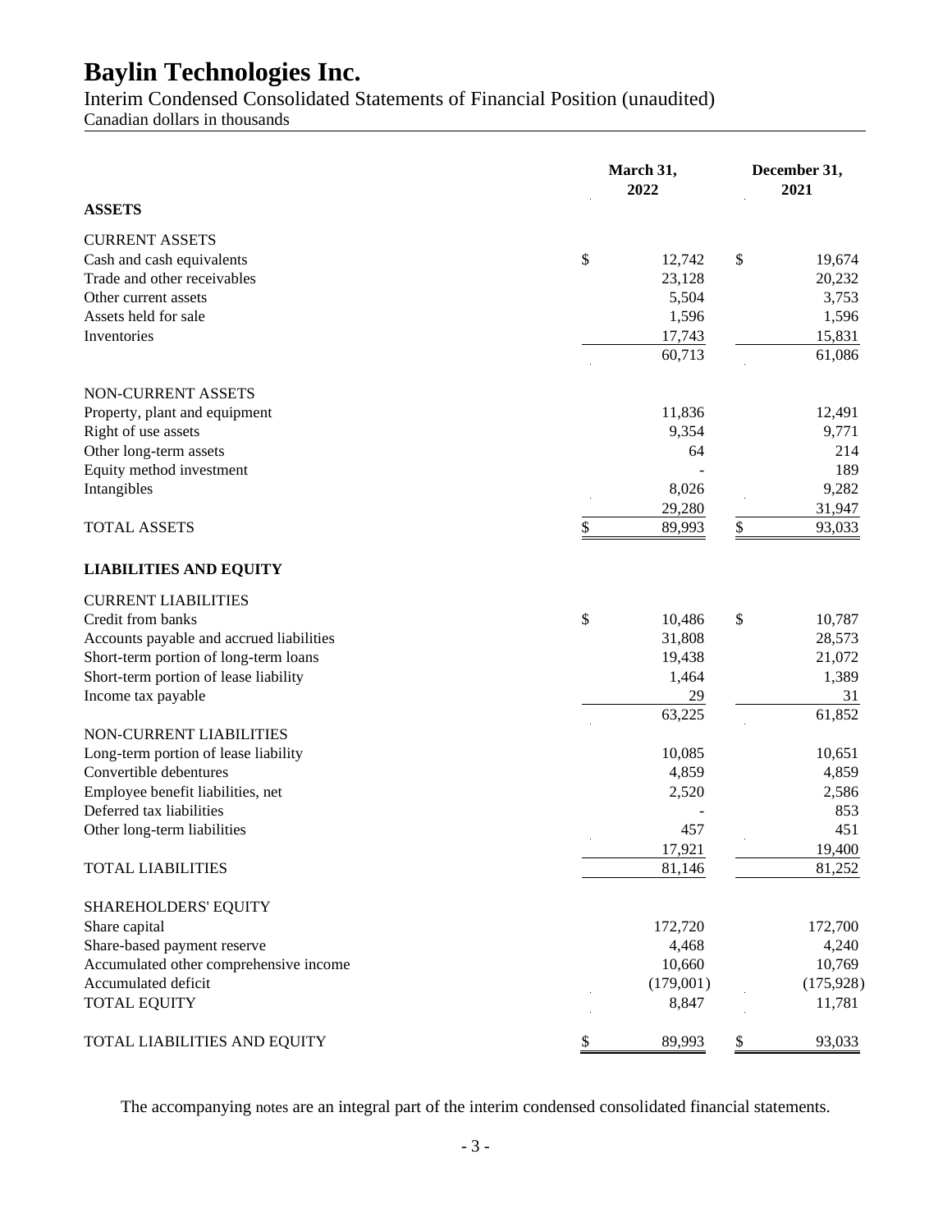# Baylin Technologies Inc.

Interim Condensed Consolidated Statements of Financial Position (unaudited)

Canadian dollars in thousands

| | March 31, 2022 | December 31, 2021 |
|---|---|---|
| **ASSETS** | | |
| CURRENT ASSETS | | |
| Cash and cash equivalents | $ 12,742 | $ 19,674 |
| Trade and other receivables | 23,128 | 20,232 |
| Other current assets | 5,504 | 3,753 |
| Assets held for sale | 1,596 | 1,596 |
| Inventories | 17,743 | 15,831 |
| | 60,713 | 61,086 |
| NON-CURRENT ASSETS | | |
| Property, plant and equipment | 11,836 | 12,491 |
| Right of use assets | 9,354 | 9,771 |
| Other long-term assets | 64 | 214 |
| Equity method investment | - | 189 |
| Intangibles | 8,026 | 9,282 |
| | 29,280 | 31,947 |
| TOTAL ASSETS | $ 89,993 | $ 93,033 |
| **LIABILITIES AND EQUITY** | | |
| CURRENT LIABILITIES | | |
| Credit from banks | $ 10,486 | $ 10,787 |
| Accounts payable and accrued liabilities | 31,808 | 28,573 |
| Short-term portion of long-term loans | 19,438 | 21,072 |
| Short-term portion of lease liability | 1,464 | 1,389 |
| Income tax payable | 29 | 31 |
| | 63,225 | 61,852 |
| NON-CURRENT LIABILITIES | | |
| Long-term portion of lease liability | 10,085 | 10,651 |
| Convertible debentures | 4,859 | 4,859 |
| Employee benefit liabilities, net | 2,520 | 2,586 |
| Deferred tax liabilities | - | 853 |
| Other long-term liabilities | 457 | 451 |
| | 17,921 | 19,400 |
| TOTAL LIABILITIES | 81,146 | 81,252 |
| SHAREHOLDERS' EQUITY | | |
| Share capital | 172,720 | 172,700 |
| Share-based payment reserve | 4,468 | 4,240 |
| Accumulated other comprehensive income | 10,660 | 10,769 |
| Accumulated deficit | (179,001) | (175,928) |
| TOTAL EQUITY | 8,847 | 11,781 |
| TOTAL LIABILITIES AND EQUITY | $ 89,993 | $ 93,033 |

The accompanying notes are an integral part of the interim condensed consolidated financial statements.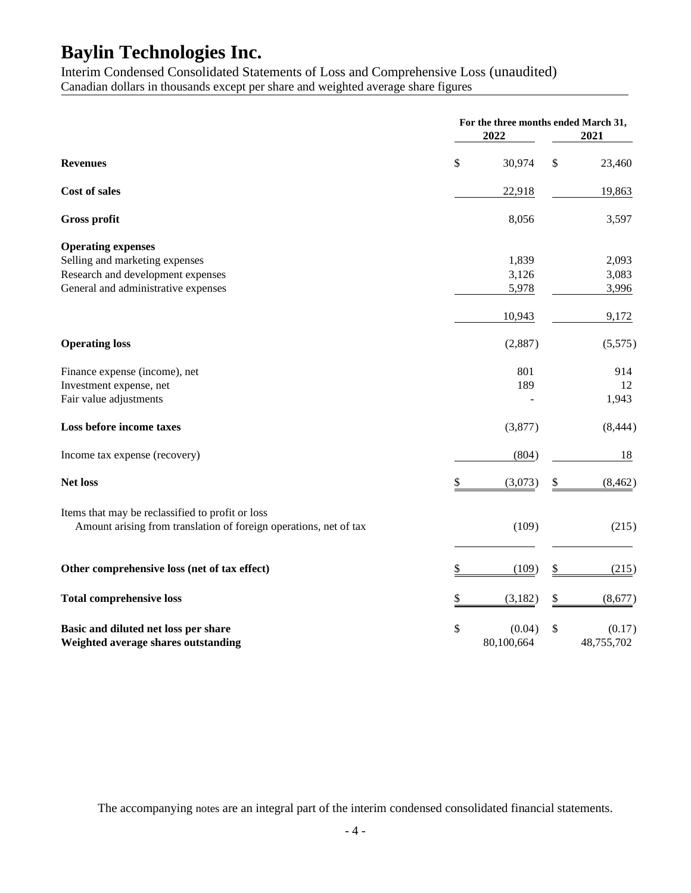# Baylin Technologies Inc.

Interim Condensed Consolidated Statements of Loss and Comprehensive Loss (unaudited)
Canadian dollars in thousands except per share and weighted average share figures

| | For the three months ended March 31, 2022 | 2021 |
|---|---|---|
| **Revenues** | $ 30,974 | $ 23,460 |
| **Cost of sales** | 22,918 | 19,863 |
| **Gross profit** | 8,056 | 3,597 |
| **Operating expenses** | | |
| Selling and marketing expenses | 1,839 | 2,093 |
| Research and development expenses | 3,126 | 3,083 |
| General and administrative expenses | 5,978 | 3,996 |
| | 10,943 | 9,172 |
| **Operating loss** | (2,887) | (5,575) |
| Finance expense (income), net | 801 | 914 |
| Investment expense, net | 189 | 12 |
| Fair value adjustments | - | 1,943 |
| **Loss before income taxes** | (3,877) | (8,444) |
| Income tax expense (recovery) | (804) | 18 |
| **Net loss** | $ (3,073) | $ (8,462) |
| Items that may be reclassified to profit or loss | | |
| Amount arising from translation of foreign operations, net of tax | (109) | (215) |
| **Other comprehensive loss (net of tax effect)** | $ (109) | $ (215) |
| **Total comprehensive loss** | $ (3,182) | $ (8,677) |
| **Basic and diluted net loss per share** | $ (0.04) | $ (0.17) |
| **Weighted average shares outstanding** | 80,100,664 | 48,755,702 |

The accompanying notes are an integral part of the interim condensed consolidated financial statements.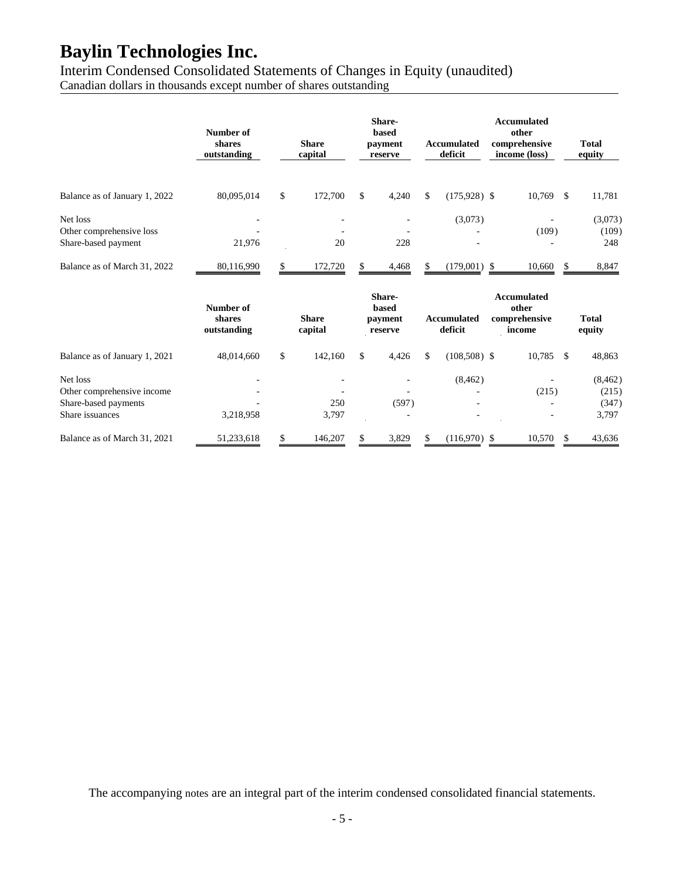# Baylin Technologies Inc.

Interim Condensed Consolidated Statements of Changes in Equity (unaudited)

Canadian dollars in thousands except number of shares outstanding

| | Number of shares outstanding | Share capital | Share-based payment reserve | Accumulated deficit | Accumulated other comprehensive income (loss) | Total equity |
|---|---|---|---|---|---|---|
| Balance as of January 1, 2022 | 80,095,014 | $ 172,700 | $ 4,240 | $ (175,928) | $ 10,769 | $ 11,781 |
| Net loss | - | - | - | (3,073) | - | (3,073) |
| Other comprehensive loss | - | - | - | - | (109) | (109) |
| Share-based payment | 21,976 | 20 | 228 | - | - | 248 |
| Balance as of March 31, 2022 | 80,116,990 | $ 172,720 | $ 4,468 | $ (179,001) | $ 10,660 | $ 8,847 |

| | Number of shares outstanding | Share capital | Share-based payment reserve | Accumulated deficit | Accumulated other comprehensive income | Total equity |
|---|---|---|---|---|---|---|
| Balance as of January 1, 2021 | 48,014,660 | $ 142,160 | $ 4,426 | $ (108,508) | $ 10,785 | $ 48,863 |
| Net loss | - | - | - | (8,462) | - | (8,462) |
| Other comprehensive income | - | - | - | - | (215) | (215) |
| Share-based payments | - | 250 | (597) | - | - | (347) |
| Share issuances | 3,218,958 | 3,797 | - | - | - | 3,797 |
| Balance as of March 31, 2021 | 51,233,618 | $ 146,207 | $ 3,829 | $ (116,970) | $ 10,570 | $ 43,636 |

The accompanying notes are an integral part of the interim condensed consolidated financial statements.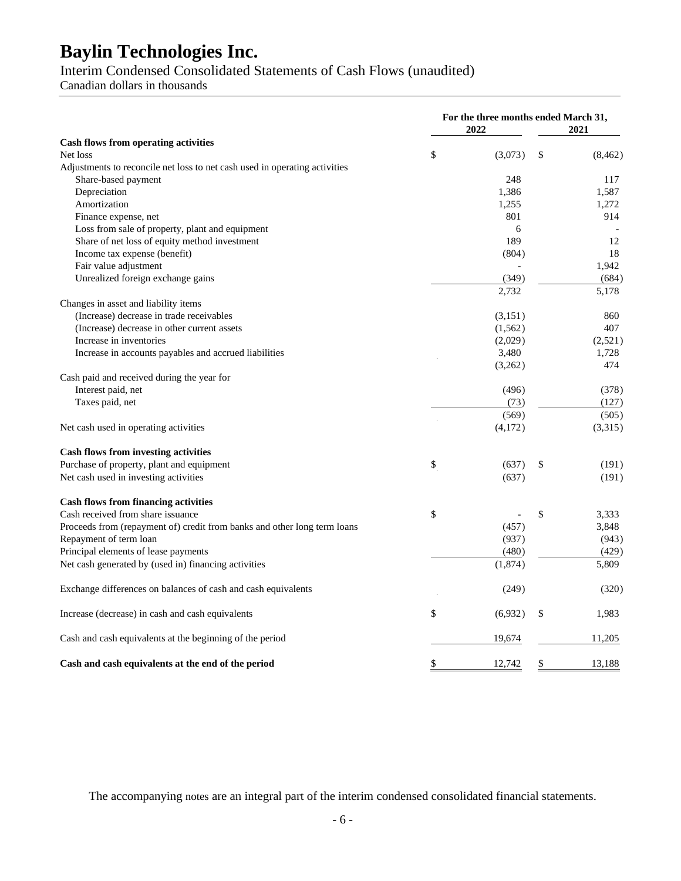# Baylin Technologies Inc.

## Interim Condensed Consolidated Statements of Cash Flows (unaudited)

Canadian dollars in thousands

| | For the three months ended March 31, 2022 | 2021 |
|---|---|---|
| **Cash flows from operating activities** | | |
| Net loss | $ (3,073) | $ (8,462) |
| Adjustments to reconcile net loss to net cash used in operating activities | | |
| Share-based payment | 248 | 117 |
| Depreciation | 1,386 | 1,587 |
| Amortization | 1,255 | 1,272 |
| Finance expense, net | 801 | 914 |
| Loss from sale of property, plant and equipment | 6 | - |
| Share of net loss of equity method investment | 189 | 12 |
| Income tax expense (benefit) | (804) | 18 |
| Fair value adjustment | - | 1,942 |
| Unrealized foreign exchange gains | (349) | (684) |
| | 2,732 | 5,178 |
| Changes in asset and liability items | | |
| (Increase) decrease in trade receivables | (3,151) | 860 |
| (Increase) decrease in other current assets | (1,562) | 407 |
| Increase in inventories | (2,029) | (2,521) |
| Increase in accounts payables and accrued liabilities | 3,480 | 1,728 |
| | (3,262) | 474 |
| Cash paid and received during the year for | | |
| Interest paid, net | (496) | (378) |
| Taxes paid, net | (73) | (127) |
| | (569) | (505) |
| Net cash used in operating activities | (4,172) | (3,315) |
| **Cash flows from investing activities** | | |
| Purchase of property, plant and equipment | $ (637) | $ (191) |
| Net cash used in investing activities | (637) | (191) |
| **Cash flows from financing activities** | | |
| Cash received from share issuance | $ - | $ 3,333 |
| Proceeds from (repayment of) credit from banks and other long term loans | (457) | 3,848 |
| Repayment of term loan | (937) | (943) |
| Principal elements of lease payments | (480) | (429) |
| Net cash generated by (used in) financing activities | (1,874) | 5,809 |
| Exchange differences on balances of cash and cash equivalents | (249) | (320) |
| Increase (decrease) in cash and cash equivalents | $ (6,932) | $ 1,983 |
| Cash and cash equivalents at the beginning of the period | 19,674 | 11,205 |
| **Cash and cash equivalents at the end of the period** | $ 12,742 | $ 13,188 |

The accompanying notes are an integral part of the interim condensed consolidated financial statements.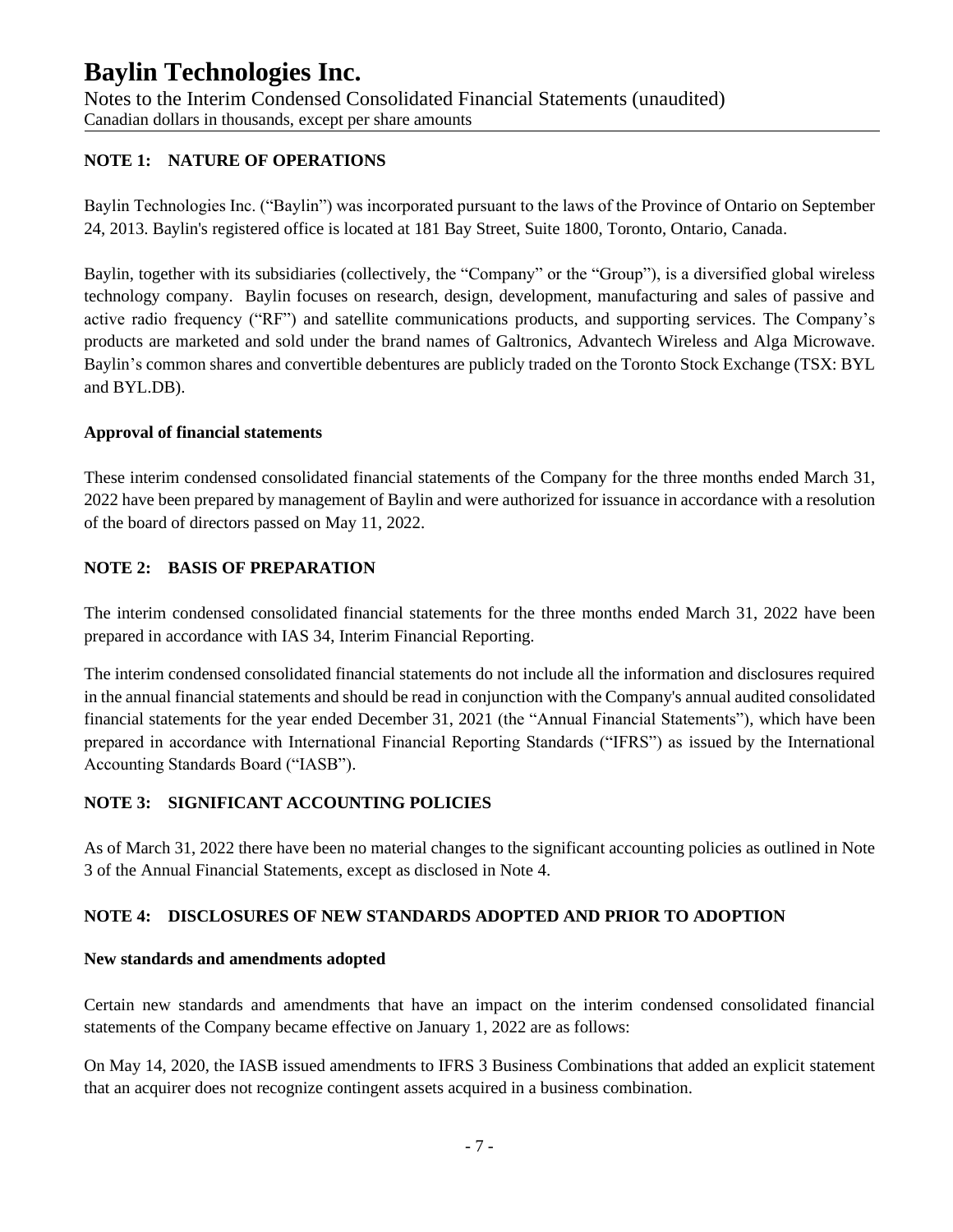# Baylin Technologies Inc.

Notes to the Interim Condensed Consolidated Financial Statements (unaudited)
Canadian dollars in thousands, except per share amounts

## NOTE 1: NATURE OF OPERATIONS

Baylin Technologies Inc. ("Baylin") was incorporated pursuant to the laws of the Province of Ontario on September 24, 2013. Baylin's registered office is located at 181 Bay Street, Suite 1800, Toronto, Ontario, Canada.

Baylin, together with its subsidiaries (collectively, the "Company" or the "Group"), is a diversified global wireless technology company. Baylin focuses on research, design, development, manufacturing and sales of passive and active radio frequency ("RF") and satellite communications products, and supporting services. The Company's products are marketed and sold under the brand names of Galtronics, Advantech Wireless and Alga Microwave. Baylin's common shares and convertible debentures are publicly traded on the Toronto Stock Exchange (TSX: BYL and BYL.DB).

### Approval of financial statements

These interim condensed consolidated financial statements of the Company for the three months ended March 31, 2022 have been prepared by management of Baylin and were authorized for issuance in accordance with a resolution of the board of directors passed on May 11, 2022.

## NOTE 2: BASIS OF PREPARATION

The interim condensed consolidated financial statements for the three months ended March 31, 2022 have been prepared in accordance with IAS 34, Interim Financial Reporting.

The interim condensed consolidated financial statements do not include all the information and disclosures required in the annual financial statements and should be read in conjunction with the Company's annual audited consolidated financial statements for the year ended December 31, 2021 (the "Annual Financial Statements"), which have been prepared in accordance with International Financial Reporting Standards ("IFRS") as issued by the International Accounting Standards Board ("IASB").

## NOTE 3: SIGNIFICANT ACCOUNTING POLICIES

As of March 31, 2022 there have been no material changes to the significant accounting policies as outlined in Note 3 of the Annual Financial Statements, except as disclosed in Note 4.

## NOTE 4: DISCLOSURES OF NEW STANDARDS ADOPTED AND PRIOR TO ADOPTION

### New standards and amendments adopted

Certain new standards and amendments that have an impact on the interim condensed consolidated financial statements of the Company became effective on January 1, 2022 are as follows:

On May 14, 2020, the IASB issued amendments to IFRS 3 Business Combinations that added an explicit statement that an acquirer does not recognize contingent assets acquired in a business combination.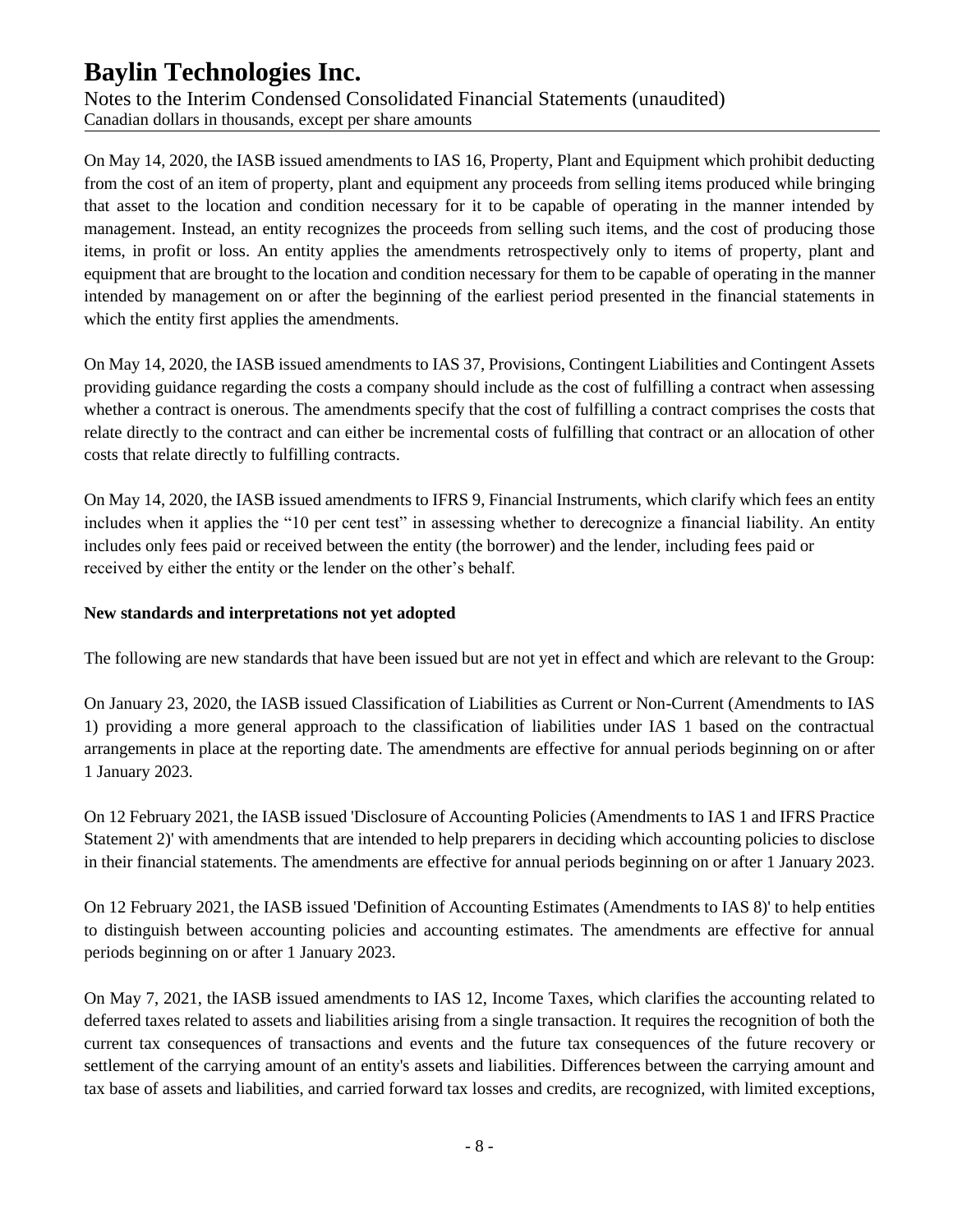On May 14, 2020, the IASB issued amendments to IAS 16, Property, Plant and Equipment which prohibit deducting from the cost of an item of property, plant and equipment any proceeds from selling items produced while bringing that asset to the location and condition necessary for it to be capable of operating in the manner intended by management. Instead, an entity recognizes the proceeds from selling such items, and the cost of producing those items, in profit or loss. An entity applies the amendments retrospectively only to items of property, plant and equipment that are brought to the location and condition necessary for them to be capable of operating in the manner intended by management on or after the beginning of the earliest period presented in the financial statements in which the entity first applies the amendments.

On May 14, 2020, the IASB issued amendments to IAS 37, Provisions, Contingent Liabilities and Contingent Assets providing guidance regarding the costs a company should include as the cost of fulfilling a contract when assessing whether a contract is onerous. The amendments specify that the cost of fulfilling a contract comprises the costs that relate directly to the contract and can either be incremental costs of fulfilling that contract or an allocation of other costs that relate directly to fulfilling contracts.

On May 14, 2020, the IASB issued amendments to IFRS 9, Financial Instruments, which clarify which fees an entity includes when it applies the "10 per cent test" in assessing whether to derecognize a financial liability. An entity includes only fees paid or received between the entity (the borrower) and the lender, including fees paid or received by either the entity or the lender on the other's behalf.

**New standards and interpretations not yet adopted**

The following are new standards that have been issued but are not yet in effect and which are relevant to the Group:

On January 23, 2020, the IASB issued Classification of Liabilities as Current or Non-Current (Amendments to IAS 1) providing a more general approach to the classification of liabilities under IAS 1 based on the contractual arrangements in place at the reporting date. The amendments are effective for annual periods beginning on or after 1 January 2023.

On 12 February 2021, the IASB issued 'Disclosure of Accounting Policies (Amendments to IAS 1 and IFRS Practice Statement 2)' with amendments that are intended to help preparers in deciding which accounting policies to disclose in their financial statements. The amendments are effective for annual periods beginning on or after 1 January 2023.

On 12 February 2021, the IASB issued 'Definition of Accounting Estimates (Amendments to IAS 8)' to help entities to distinguish between accounting policies and accounting estimates. The amendments are effective for annual periods beginning on or after 1 January 2023.

On May 7, 2021, the IASB issued amendments to IAS 12, Income Taxes, which clarifies the accounting related to deferred taxes related to assets and liabilities arising from a single transaction. It requires the recognition of both the current tax consequences of transactions and events and the future tax consequences of the future recovery or settlement of the carrying amount of an entity's assets and liabilities. Differences between the carrying amount and tax base of assets and liabilities, and carried forward tax losses and credits, are recognized, with limited exceptions,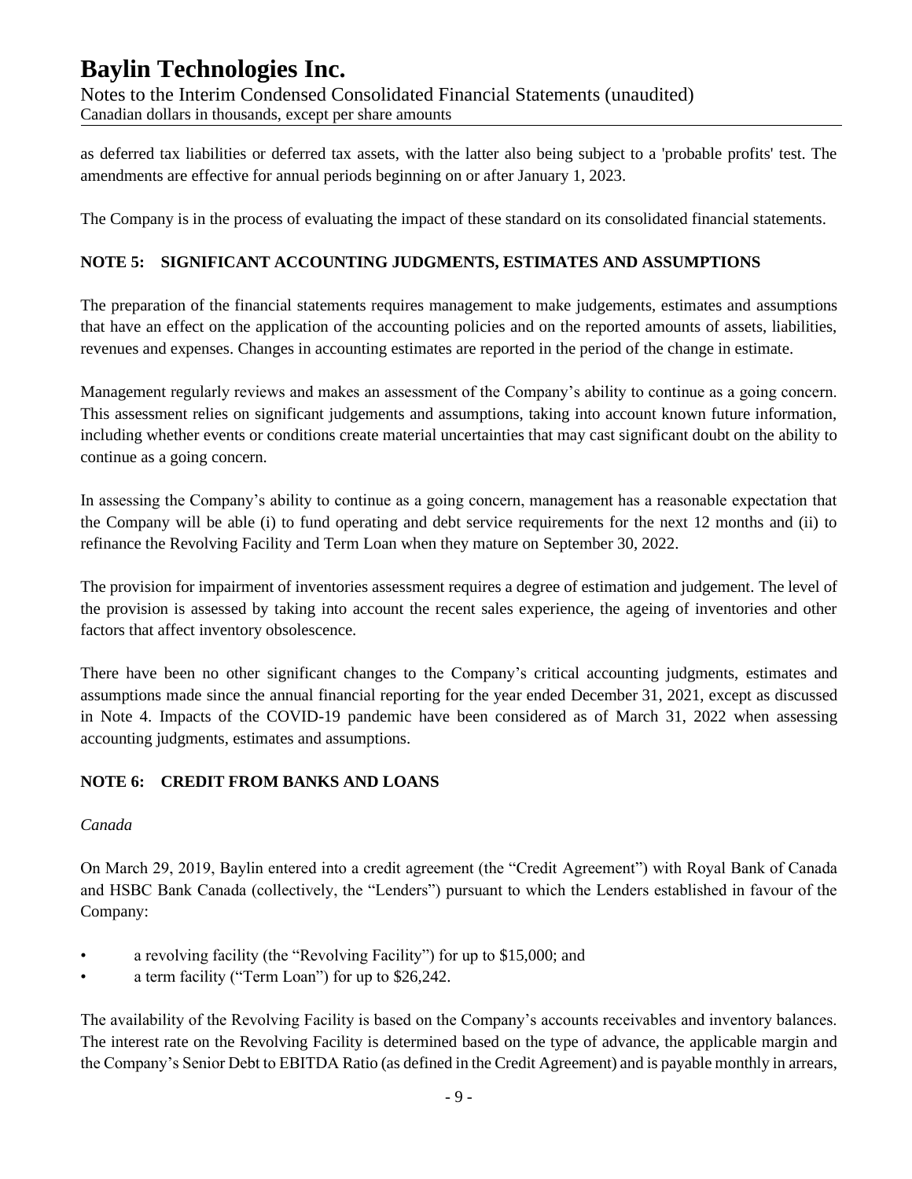as deferred tax liabilities or deferred tax assets, with the latter also being subject to a 'probable profits' test. The amendments are effective for annual periods beginning on or after January 1, 2023.

The Company is in the process of evaluating the impact of these standard on its consolidated financial statements.

## NOTE 5: SIGNIFICANT ACCOUNTING JUDGMENTS, ESTIMATES AND ASSUMPTIONS

The preparation of the financial statements requires management to make judgements, estimates and assumptions that have an effect on the application of the accounting policies and on the reported amounts of assets, liabilities, revenues and expenses. Changes in accounting estimates are reported in the period of the change in estimate.

Management regularly reviews and makes an assessment of the Company's ability to continue as a going concern. This assessment relies on significant judgements and assumptions, taking into account known future information, including whether events or conditions create material uncertainties that may cast significant doubt on the ability to continue as a going concern.

In assessing the Company's ability to continue as a going concern, management has a reasonable expectation that the Company will be able (i) to fund operating and debt service requirements for the next 12 months and (ii) to refinance the Revolving Facility and Term Loan when they mature on September 30, 2022.

The provision for impairment of inventories assessment requires a degree of estimation and judgement. The level of the provision is assessed by taking into account the recent sales experience, the ageing of inventories and other factors that affect inventory obsolescence.

There have been no other significant changes to the Company's critical accounting judgments, estimates and assumptions made since the annual financial reporting for the year ended December 31, 2021, except as discussed in Note 4. Impacts of the COVID-19 pandemic have been considered as of March 31, 2022 when assessing accounting judgments, estimates and assumptions.

## NOTE 6: CREDIT FROM BANKS AND LOANS

*Canada*

On March 29, 2019, Baylin entered into a credit agreement (the "Credit Agreement") with Royal Bank of Canada and HSBC Bank Canada (collectively, the "Lenders") pursuant to which the Lenders established in favour of the Company:

- a revolving facility (the "Revolving Facility") for up to $15,000; and
- a term facility ("Term Loan") for up to $26,242.

The availability of the Revolving Facility is based on the Company's accounts receivables and inventory balances. The interest rate on the Revolving Facility is determined based on the type of advance, the applicable margin and the Company's Senior Debt to EBITDA Ratio (as defined in the Credit Agreement) and is payable monthly in arrears,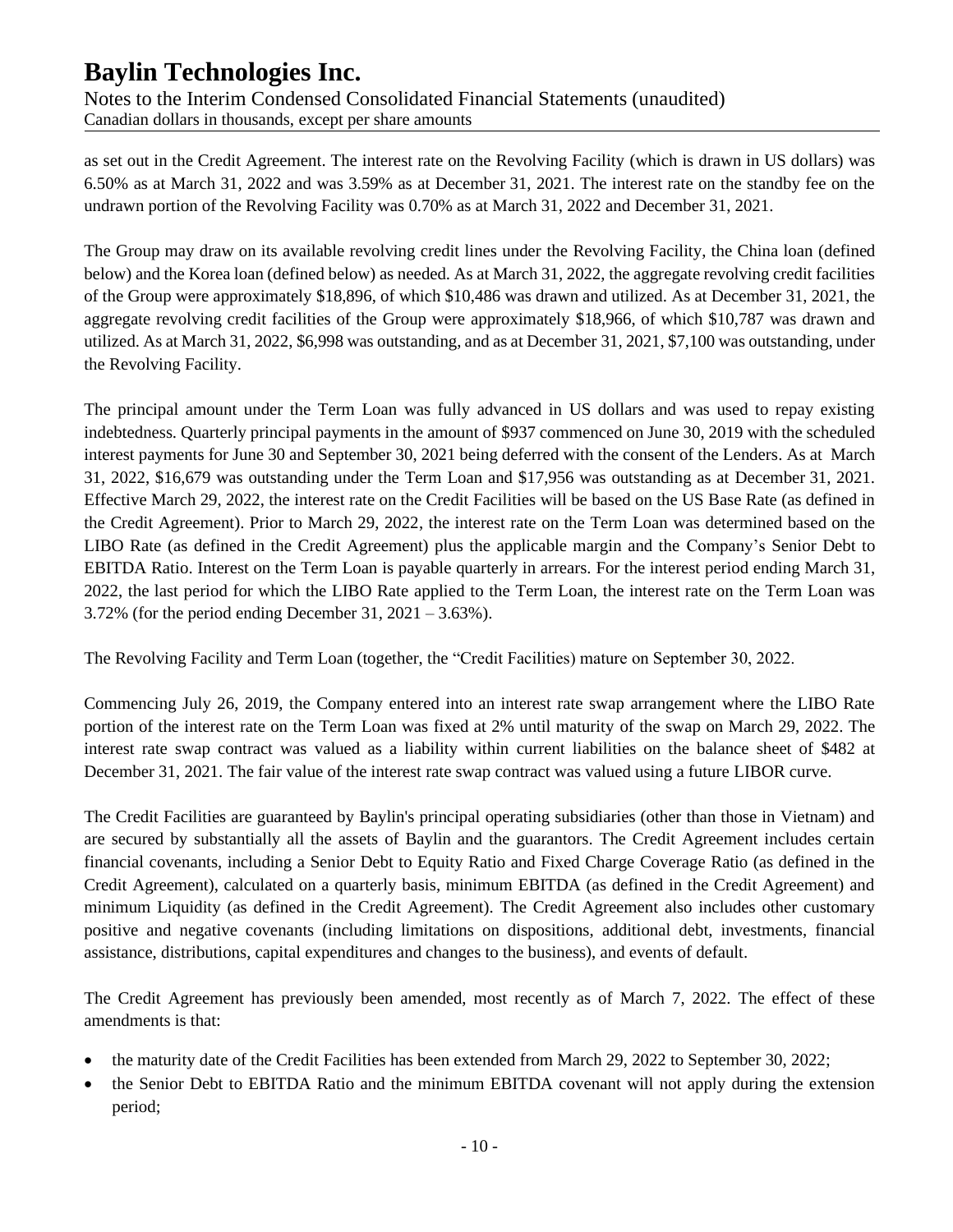as set out in the Credit Agreement. The interest rate on the Revolving Facility (which is drawn in US dollars) was 6.50% as at March 31, 2022 and was 3.59% as at December 31, 2021. The interest rate on the standby fee on the undrawn portion of the Revolving Facility was 0.70% as at March 31, 2022 and December 31, 2021.

The Group may draw on its available revolving credit lines under the Revolving Facility, the China loan (defined below) and the Korea loan (defined below) as needed. As at March 31, 2022, the aggregate revolving credit facilities of the Group were approximately $18,896, of which $10,486 was drawn and utilized. As at December 31, 2021, the aggregate revolving credit facilities of the Group were approximately $18,966, of which $10,787 was drawn and utilized. As at March 31, 2022, $6,998 was outstanding, and as at December 31, 2021, $7,100 was outstanding, under the Revolving Facility.

The principal amount under the Term Loan was fully advanced in US dollars and was used to repay existing indebtedness. Quarterly principal payments in the amount of $937 commenced on June 30, 2019 with the scheduled interest payments for June 30 and September 30, 2021 being deferred with the consent of the Lenders. As at March 31, 2022, $16,679 was outstanding under the Term Loan and $17,956 was outstanding as at December 31, 2021. Effective March 29, 2022, the interest rate on the Credit Facilities will be based on the US Base Rate (as defined in the Credit Agreement). Prior to March 29, 2022, the interest rate on the Term Loan was determined based on the LIBO Rate (as defined in the Credit Agreement) plus the applicable margin and the Company's Senior Debt to EBITDA Ratio. Interest on the Term Loan is payable quarterly in arrears. For the interest period ending March 31, 2022, the last period for which the LIBO Rate applied to the Term Loan, the interest rate on the Term Loan was 3.72% (for the period ending December 31, 2021 – 3.63%).

The Revolving Facility and Term Loan (together, the "Credit Facilities) mature on September 30, 2022.

Commencing July 26, 2019, the Company entered into an interest rate swap arrangement where the LIBO Rate portion of the interest rate on the Term Loan was fixed at 2% until maturity of the swap on March 29, 2022. The interest rate swap contract was valued as a liability within current liabilities on the balance sheet of $482 at December 31, 2021. The fair value of the interest rate swap contract was valued using a future LIBOR curve.

The Credit Facilities are guaranteed by Baylin's principal operating subsidiaries (other than those in Vietnam) and are secured by substantially all the assets of Baylin and the guarantors. The Credit Agreement includes certain financial covenants, including a Senior Debt to Equity Ratio and Fixed Charge Coverage Ratio (as defined in the Credit Agreement), calculated on a quarterly basis, minimum EBITDA (as defined in the Credit Agreement) and minimum Liquidity (as defined in the Credit Agreement). The Credit Agreement also includes other customary positive and negative covenants (including limitations on dispositions, additional debt, investments, financial assistance, distributions, capital expenditures and changes to the business), and events of default.

The Credit Agreement has previously been amended, most recently as of March 7, 2022. The effect of these amendments is that:

- the maturity date of the Credit Facilities has been extended from March 29, 2022 to September 30, 2022;
- the Senior Debt to EBITDA Ratio and the minimum EBITDA covenant will not apply during the extension period;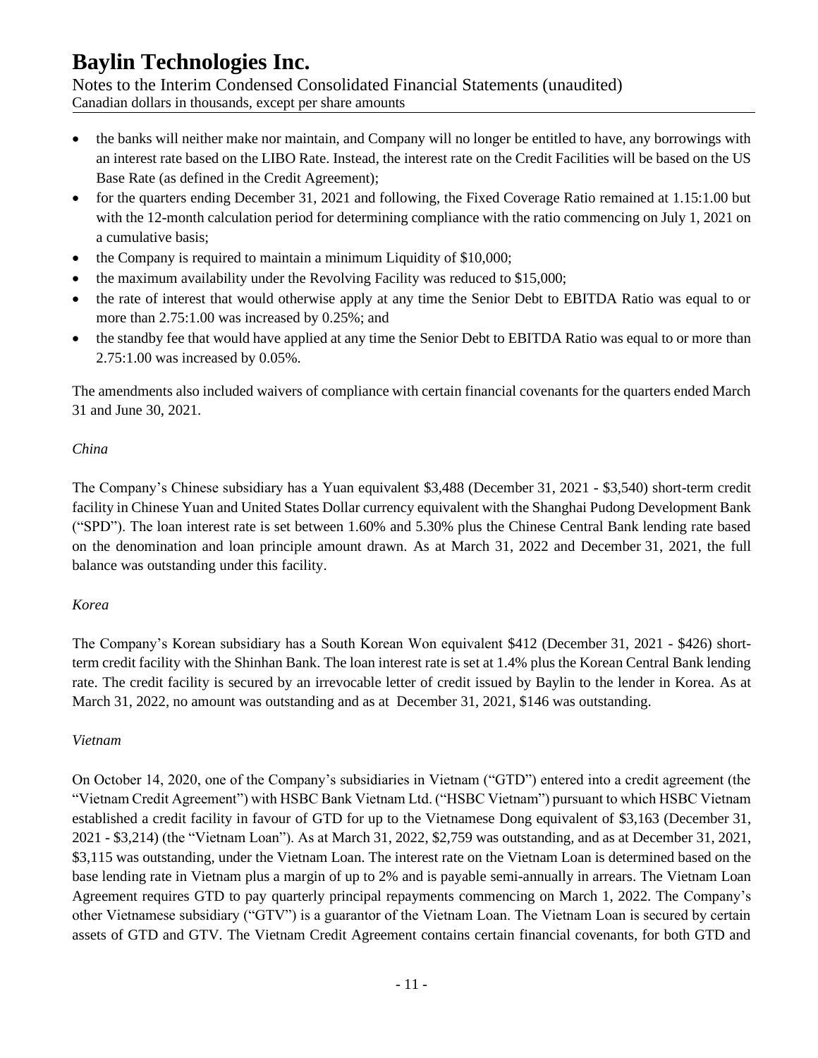- the banks will neither make nor maintain, and Company will no longer be entitled to have, any borrowings with an interest rate based on the LIBO Rate. Instead, the interest rate on the Credit Facilities will be based on the US Base Rate (as defined in the Credit Agreement);
- for the quarters ending December 31, 2021 and following, the Fixed Coverage Ratio remained at 1.15:1.00 but with the 12-month calculation period for determining compliance with the ratio commencing on July 1, 2021 on a cumulative basis;
- the Company is required to maintain a minimum Liquidity of $10,000;
- the maximum availability under the Revolving Facility was reduced to $15,000;
- the rate of interest that would otherwise apply at any time the Senior Debt to EBITDA Ratio was equal to or more than 2.75:1.00 was increased by 0.25%; and
- the standby fee that would have applied at any time the Senior Debt to EBITDA Ratio was equal to or more than 2.75:1.00 was increased by 0.05%.

The amendments also included waivers of compliance with certain financial covenants for the quarters ended March 31 and June 30, 2021.

*China*

The Company's Chinese subsidiary has a Yuan equivalent $3,488 (December 31, 2021 - $3,540) short-term credit facility in Chinese Yuan and United States Dollar currency equivalent with the Shanghai Pudong Development Bank ("SPD"). The loan interest rate is set between 1.60% and 5.30% plus the Chinese Central Bank lending rate based on the denomination and loan principle amount drawn. As at March 31, 2022 and December 31, 2021, the full balance was outstanding under this facility.

*Korea*

The Company's Korean subsidiary has a South Korean Won equivalent $412 (December 31, 2021 - $426) short-term credit facility with the Shinhan Bank. The loan interest rate is set at 1.4% plus the Korean Central Bank lending rate. The credit facility is secured by an irrevocable letter of credit issued by Baylin to the lender in Korea. As at March 31, 2022, no amount was outstanding and as at December 31, 2021, $146 was outstanding.

*Vietnam*

On October 14, 2020, one of the Company's subsidiaries in Vietnam ("GTD") entered into a credit agreement (the "Vietnam Credit Agreement") with HSBC Bank Vietnam Ltd. ("HSBC Vietnam") pursuant to which HSBC Vietnam established a credit facility in favour of GTD for up to the Vietnamese Dong equivalent of $3,163 (December 31, 2021 - $3,214) (the "Vietnam Loan"). As at March 31, 2022, $2,759 was outstanding, and as at December 31, 2021, $3,115 was outstanding, under the Vietnam Loan. The interest rate on the Vietnam Loan is determined based on the base lending rate in Vietnam plus a margin of up to 2% and is payable semi-annually in arrears. The Vietnam Loan Agreement requires GTD to pay quarterly principal repayments commencing on March 1, 2022. The Company's other Vietnamese subsidiary ("GTV") is a guarantor of the Vietnam Loan. The Vietnam Loan is secured by certain assets of GTD and GTV. The Vietnam Credit Agreement contains certain financial covenants, for both GTD and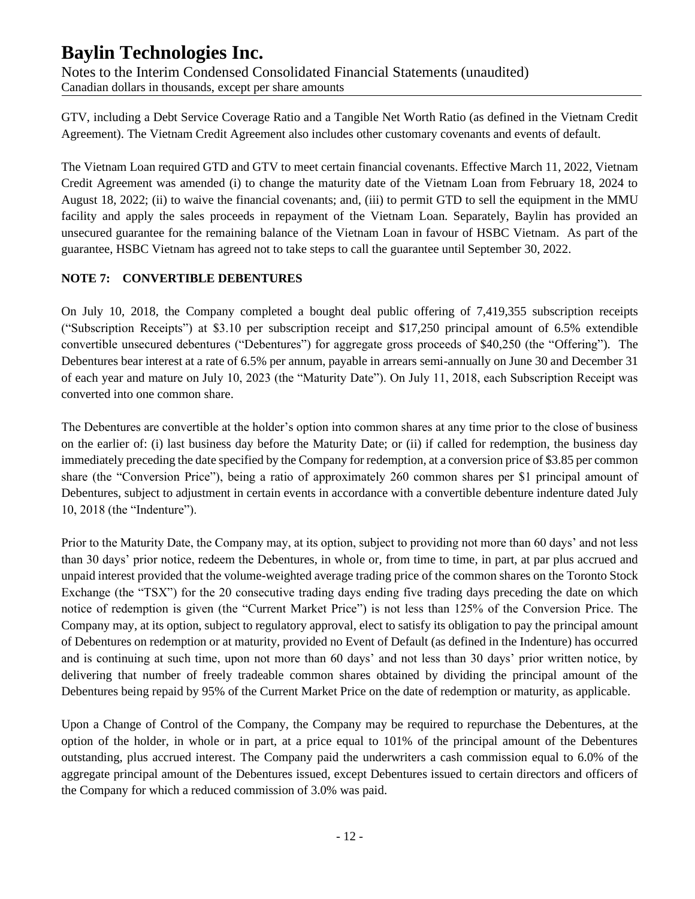GTV, including a Debt Service Coverage Ratio and a Tangible Net Worth Ratio (as defined in the Vietnam Credit Agreement). The Vietnam Credit Agreement also includes other customary covenants and events of default.

The Vietnam Loan required GTD and GTV to meet certain financial covenants. Effective March 11, 2022, Vietnam Credit Agreement was amended (i) to change the maturity date of the Vietnam Loan from February 18, 2024 to August 18, 2022; (ii) to waive the financial covenants; and, (iii) to permit GTD to sell the equipment in the MMU facility and apply the sales proceeds in repayment of the Vietnam Loan. Separately, Baylin has provided an unsecured guarantee for the remaining balance of the Vietnam Loan in favour of HSBC Vietnam. As part of the guarantee, HSBC Vietnam has agreed not to take steps to call the guarantee until September 30, 2022.

## NOTE 7: CONVERTIBLE DEBENTURES

On July 10, 2018, the Company completed a bought deal public offering of 7,419,355 subscription receipts ("Subscription Receipts") at $3.10 per subscription receipt and $17,250 principal amount of 6.5% extendible convertible unsecured debentures ("Debentures") for aggregate gross proceeds of $40,250 (the "Offering"). The Debentures bear interest at a rate of 6.5% per annum, payable in arrears semi-annually on June 30 and December 31 of each year and mature on July 10, 2023 (the "Maturity Date"). On July 11, 2018, each Subscription Receipt was converted into one common share.

The Debentures are convertible at the holder's option into common shares at any time prior to the close of business on the earlier of: (i) last business day before the Maturity Date; or (ii) if called for redemption, the business day immediately preceding the date specified by the Company for redemption, at a conversion price of $3.85 per common share (the "Conversion Price"), being a ratio of approximately 260 common shares per $1 principal amount of Debentures, subject to adjustment in certain events in accordance with a convertible debenture indenture dated July 10, 2018 (the "Indenture").

Prior to the Maturity Date, the Company may, at its option, subject to providing not more than 60 days' and not less than 30 days' prior notice, redeem the Debentures, in whole or, from time to time, in part, at par plus accrued and unpaid interest provided that the volume-weighted average trading price of the common shares on the Toronto Stock Exchange (the "TSX") for the 20 consecutive trading days ending five trading days preceding the date on which notice of redemption is given (the "Current Market Price") is not less than 125% of the Conversion Price. The Company may, at its option, subject to regulatory approval, elect to satisfy its obligation to pay the principal amount of Debentures on redemption or at maturity, provided no Event of Default (as defined in the Indenture) has occurred and is continuing at such time, upon not more than 60 days' and not less than 30 days' prior written notice, by delivering that number of freely tradeable common shares obtained by dividing the principal amount of the Debentures being repaid by 95% of the Current Market Price on the date of redemption or maturity, as applicable.

Upon a Change of Control of the Company, the Company may be required to repurchase the Debentures, at the option of the holder, in whole or in part, at a price equal to 101% of the principal amount of the Debentures outstanding, plus accrued interest. The Company paid the underwriters a cash commission equal to 6.0% of the aggregate principal amount of the Debentures issued, except Debentures issued to certain directors and officers of the Company for which a reduced commission of 3.0% was paid.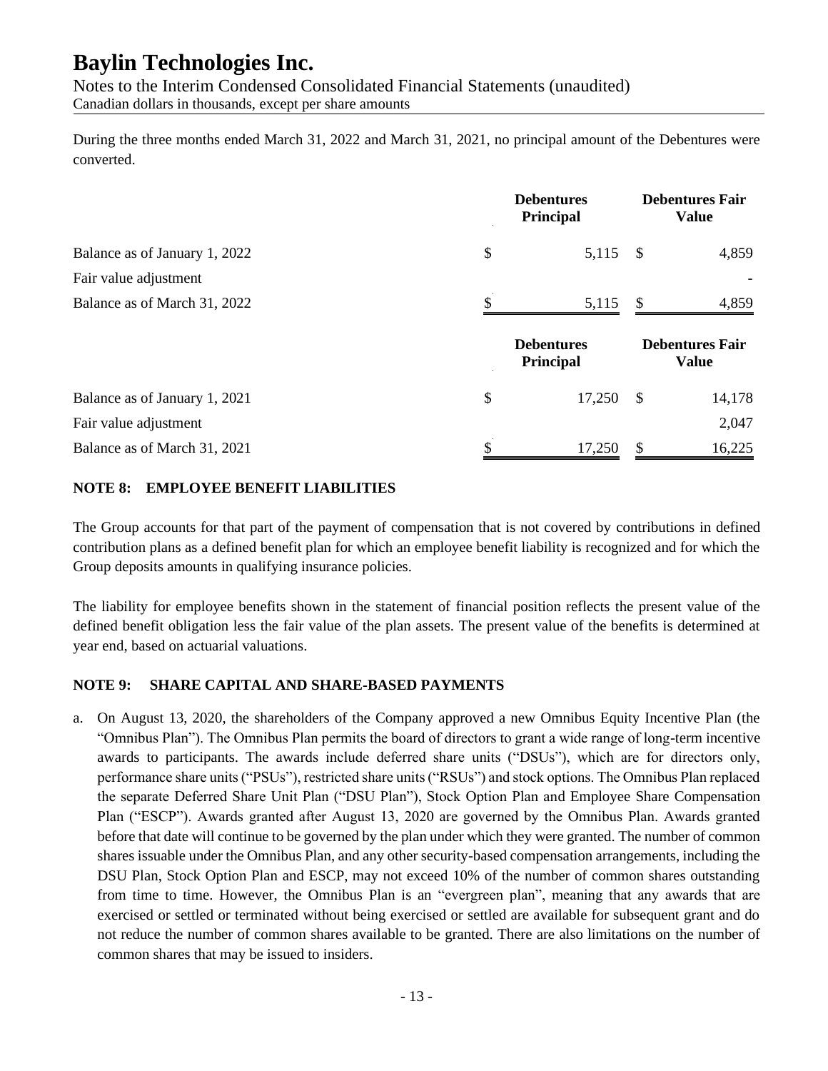During the three months ended March 31, 2022 and March 31, 2021, no principal amount of the Debentures were converted.

| | Debentures Principal | Debentures Fair Value |
|---|---|---|
| Balance as of January 1, 2022 | $ 5,115 | $ 4,859 |
| Fair value adjustment | | - |
| Balance as of March 31, 2022 | $ 5,115 | $ 4,859 |

| | Debentures Principal | Debentures Fair Value |
|---|---|---|
| Balance as of January 1, 2021 | $ 17,250 | $ 14,178 |
| Fair value adjustment | | 2,047 |
| Balance as of March 31, 2021 | $ 17,250 | $ 16,225 |

## NOTE 8: EMPLOYEE BENEFIT LIABILITIES

The Group accounts for that part of the payment of compensation that is not covered by contributions in defined contribution plans as a defined benefit plan for which an employee benefit liability is recognized and for which the Group deposits amounts in qualifying insurance policies.

The liability for employee benefits shown in the statement of financial position reflects the present value of the defined benefit obligation less the fair value of the plan assets. The present value of the benefits is determined at year end, based on actuarial valuations.

## NOTE 9: SHARE CAPITAL AND SHARE-BASED PAYMENTS

a. On August 13, 2020, the shareholders of the Company approved a new Omnibus Equity Incentive Plan (the "Omnibus Plan"). The Omnibus Plan permits the board of directors to grant a wide range of long-term incentive awards to participants. The awards include deferred share units ("DSUs"), which are for directors only, performance share units ("PSUs"), restricted share units ("RSUs") and stock options. The Omnibus Plan replaced the separate Deferred Share Unit Plan ("DSU Plan"), Stock Option Plan and Employee Share Compensation Plan ("ESCP"). Awards granted after August 13, 2020 are governed by the Omnibus Plan. Awards granted before that date will continue to be governed by the plan under which they were granted. The number of common shares issuable under the Omnibus Plan, and any other security-based compensation arrangements, including the DSU Plan, Stock Option Plan and ESCP, may not exceed 10% of the number of common shares outstanding from time to time. However, the Omnibus Plan is an "evergreen plan", meaning that any awards that are exercised or settled or terminated without being exercised or settled are available for subsequent grant and do not reduce the number of common shares available to be granted. There are also limitations on the number of common shares that may be issued to insiders.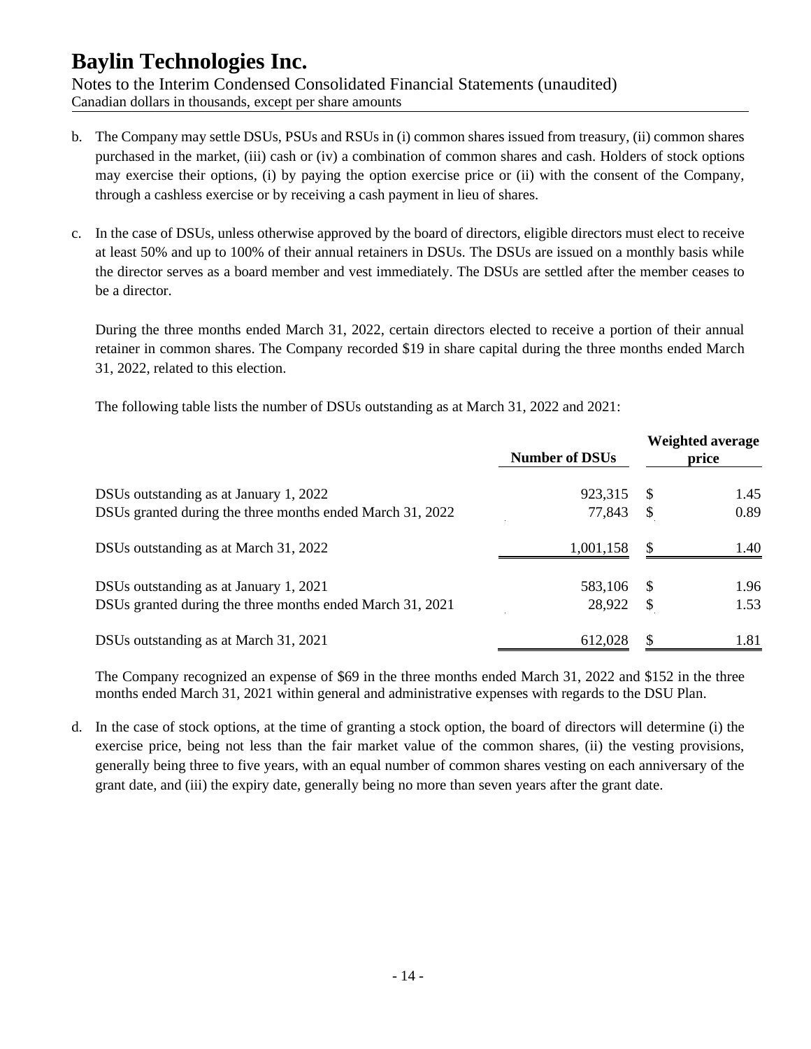b. The Company may settle DSUs, PSUs and RSUs in (i) common shares issued from treasury, (ii) common shares purchased in the market, (iii) cash or (iv) a combination of common shares and cash. Holders of stock options may exercise their options, (i) by paying the option exercise price or (ii) with the consent of the Company, through a cashless exercise or by receiving a cash payment in lieu of shares.

c. In the case of DSUs, unless otherwise approved by the board of directors, eligible directors must elect to receive at least 50% and up to 100% of their annual retainers in DSUs. The DSUs are issued on a monthly basis while the director serves as a board member and vest immediately. The DSUs are settled after the member ceases to be a director.

   During the three months ended March 31, 2022, certain directors elected to receive a portion of their annual retainer in common shares. The Company recorded $19 in share capital during the three months ended March 31, 2022, related to this election.

   The following table lists the number of DSUs outstanding as at March 31, 2022 and 2021:

| | Number of DSUs | Weighted average price |
|---|---|---|
| DSUs outstanding as at January 1, 2022 | 923,315 | $ 1.45 |
| DSUs granted during the three months ended March 31, 2022 | 77,843 | $ 0.89 |
| DSUs outstanding as at March 31, 2022 | 1,001,158 | $ 1.40 |
| DSUs outstanding as at January 1, 2021 | 583,106 | $ 1.96 |
| DSUs granted during the three months ended March 31, 2021 | 28,922 | $ 1.53 |
| DSUs outstanding as at March 31, 2021 | 612,028 | $ 1.81 |

   The Company recognized an expense of $69 in the three months ended March 31, 2022 and $152 in the three months ended March 31, 2021 within general and administrative expenses with regards to the DSU Plan.

d. In the case of stock options, at the time of granting a stock option, the board of directors will determine (i) the exercise price, being not less than the fair market value of the common shares, (ii) the vesting provisions, generally being three to five years, with an equal number of common shares vesting on each anniversary of the grant date, and (iii) the expiry date, generally being no more than seven years after the grant date.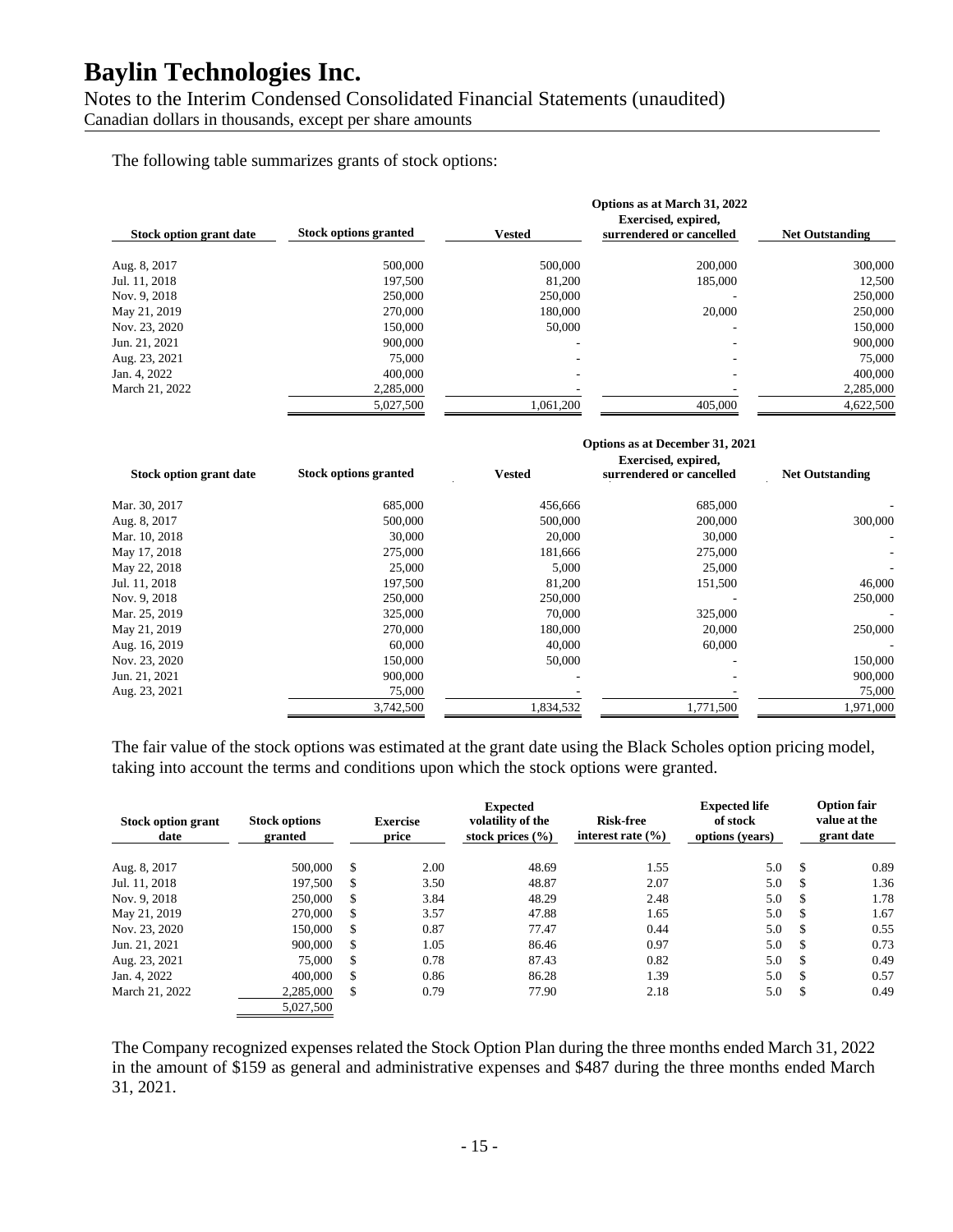The following table summarizes grants of stock options:

| | | | Options as at March 31, 2022 | |
|---|---|---|---|---|
| **Stock option grant date** | **Stock options granted** | **Vested** | **Exercised, expired, surrendered or cancelled** | **Net Outstanding** |
| Aug. 8, 2017 | 500,000 | 500,000 | 200,000 | 300,000 |
| Jul. 11, 2018 | 197,500 | 81,200 | 185,000 | 12,500 |
| Nov. 9, 2018 | 250,000 | 250,000 | - | 250,000 |
| May 21, 2019 | 270,000 | 180,000 | 20,000 | 250,000 |
| Nov. 23, 2020 | 150,000 | 50,000 | - | 150,000 |
| Jun. 21, 2021 | 900,000 | - | - | 900,000 |
| Aug. 23, 2021 | 75,000 | - | - | 75,000 |
| Jan. 4, 2022 | 400,000 | - | - | 400,000 |
| March 21, 2022 | 2,285,000 | - | - | 2,285,000 |
| | 5,027,500 | 1,061,200 | 405,000 | 4,622,500 |

| | | | Options as at December 31, 2021 | |
|---|---|---|---|---|
| **Stock option grant date** | **Stock options granted** | **Vested** | **Exercised, expired, surrendered or cancelled** | **Net Outstanding** |
| Mar. 30, 2017 | 685,000 | 456,666 | 685,000 | - |
| Aug. 8, 2017 | 500,000 | 500,000 | 200,000 | 300,000 |
| Mar. 10, 2018 | 30,000 | 20,000 | 30,000 | - |
| May 17, 2018 | 275,000 | 181,666 | 275,000 | - |
| May 22, 2018 | 25,000 | 5,000 | 25,000 | - |
| Jul. 11, 2018 | 197,500 | 81,200 | 151,500 | 46,000 |
| Nov. 9, 2018 | 250,000 | 250,000 | - | 250,000 |
| Mar. 25, 2019 | 325,000 | 70,000 | 325,000 | - |
| May 21, 2019 | 270,000 | 180,000 | 20,000 | 250,000 |
| Aug. 16, 2019 | 60,000 | 40,000 | 60,000 | - |
| Nov. 23, 2020 | 150,000 | 50,000 | - | 150,000 |
| Jun. 21, 2021 | 900,000 | - | - | 900,000 |
| Aug. 23, 2021 | 75,000 | - | - | 75,000 |
| | 3,742,500 | 1,834,532 | 1,771,500 | 1,971,000 |

The fair value of the stock options was estimated at the grant date using the Black Scholes option pricing model, taking into account the terms and conditions upon which the stock options were granted.

| Stock option grant date | Stock options granted | Exercise price | Expected volatility of the stock prices (%) | Risk-free interest rate (%) | Expected life of stock options (years) | Option fair value at the grant date |
|---|---|---|---|---|---|---|
| Aug. 8, 2017 | 500,000 | $ 2.00 | 48.69 | 1.55 | 5.0 | $ 0.89 |
| Jul. 11, 2018 | 197,500 | $ 3.50 | 48.87 | 2.07 | 5.0 | $ 1.36 |
| Nov. 9, 2018 | 250,000 | $ 3.84 | 48.29 | 2.48 | 5.0 | $ 1.78 |
| May 21, 2019 | 270,000 | $ 3.57 | 47.88 | 1.65 | 5.0 | $ 1.67 |
| Nov. 23, 2020 | 150,000 | $ 0.87 | 77.47 | 0.44 | 5.0 | $ 0.55 |
| Jun. 21, 2021 | 900,000 | $ 1.05 | 86.46 | 0.97 | 5.0 | $ 0.73 |
| Aug. 23, 2021 | 75,000 | $ 0.78 | 87.43 | 0.82 | 5.0 | $ 0.49 |
| Jan. 4, 2022 | 400,000 | $ 0.86 | 86.28 | 1.39 | 5.0 | $ 0.57 |
| March 21, 2022 | 2,285,000 | $ 0.79 | 77.90 | 2.18 | 5.0 | $ 0.49 |
| | 5,027,500 | | | | | |

The Company recognized expenses related the Stock Option Plan during the three months ended March 31, 2022 in the amount of $159 as general and administrative expenses and $487 during the three months ended March 31, 2021.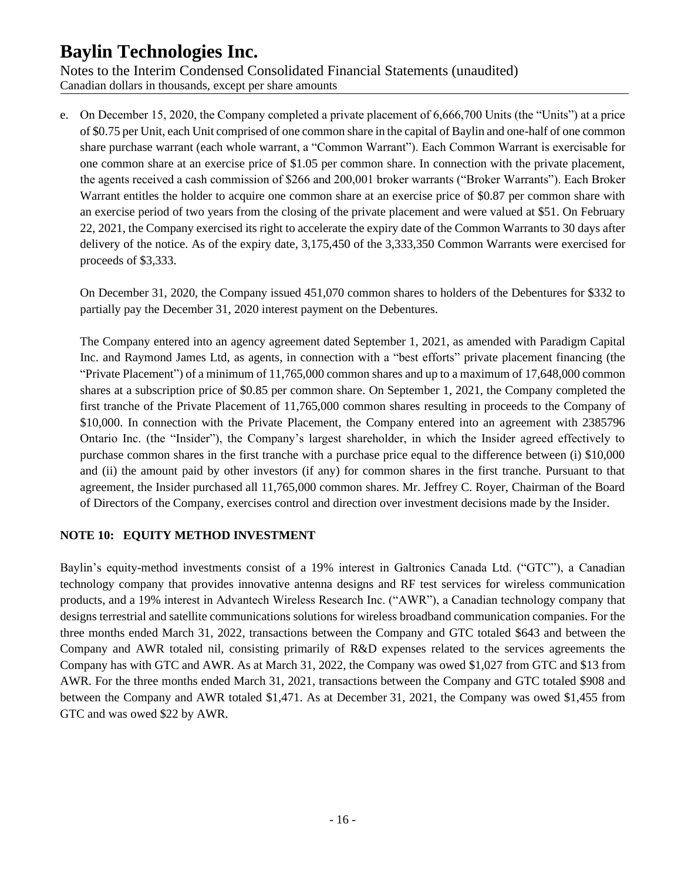e. On December 15, 2020, the Company completed a private placement of 6,666,700 Units (the "Units") at a price of $0.75 per Unit, each Unit comprised of one common share in the capital of Baylin and one-half of one common share purchase warrant (each whole warrant, a "Common Warrant"). Each Common Warrant is exercisable for one common share at an exercise price of $1.05 per common share. In connection with the private placement, the agents received a cash commission of $266 and 200,001 broker warrants ("Broker Warrants"). Each Broker Warrant entitles the holder to acquire one common share at an exercise price of $0.87 per common share with an exercise period of two years from the closing of the private placement and were valued at $51. On February 22, 2021, the Company exercised its right to accelerate the expiry date of the Common Warrants to 30 days after delivery of the notice. As of the expiry date, 3,175,450 of the 3,333,350 Common Warrants were exercised for proceeds of $3,333.

   On December 31, 2020, the Company issued 451,070 common shares to holders of the Debentures for $332 to partially pay the December 31, 2020 interest payment on the Debentures.

   The Company entered into an agency agreement dated September 1, 2021, as amended with Paradigm Capital Inc. and Raymond James Ltd, as agents, in connection with a "best efforts" private placement financing (the "Private Placement") of a minimum of 11,765,000 common shares and up to a maximum of 17,648,000 common shares at a subscription price of $0.85 per common share. On September 1, 2021, the Company completed the first tranche of the Private Placement of 11,765,000 common shares resulting in proceeds to the Company of $10,000. In connection with the Private Placement, the Company entered into an agreement with 2385796 Ontario Inc. (the "Insider"), the Company's largest shareholder, in which the Insider agreed effectively to purchase common shares in the first tranche with a purchase price equal to the difference between (i) $10,000 and (ii) the amount paid by other investors (if any) for common shares in the first tranche. Pursuant to that agreement, the Insider purchased all 11,765,000 common shares. Mr. Jeffrey C. Royer, Chairman of the Board of Directors of the Company, exercises control and direction over investment decisions made by the Insider.

## NOTE 10: EQUITY METHOD INVESTMENT

Baylin's equity-method investments consist of a 19% interest in Galtronics Canada Ltd. ("GTC"), a Canadian technology company that provides innovative antenna designs and RF test services for wireless communication products, and a 19% interest in Advantech Wireless Research Inc. ("AWR"), a Canadian technology company that designs terrestrial and satellite communications solutions for wireless broadband communication companies. For the three months ended March 31, 2022, transactions between the Company and GTC totaled $643 and between the Company and AWR totaled nil, consisting primarily of R&D expenses related to the services agreements the Company has with GTC and AWR. As at March 31, 2022, the Company was owed $1,027 from GTC and $13 from AWR. For the three months ended March 31, 2021, transactions between the Company and GTC totaled $908 and between the Company and AWR totaled $1,471. As at December 31, 2021, the Company was owed $1,455 from GTC and was owed $22 by AWR.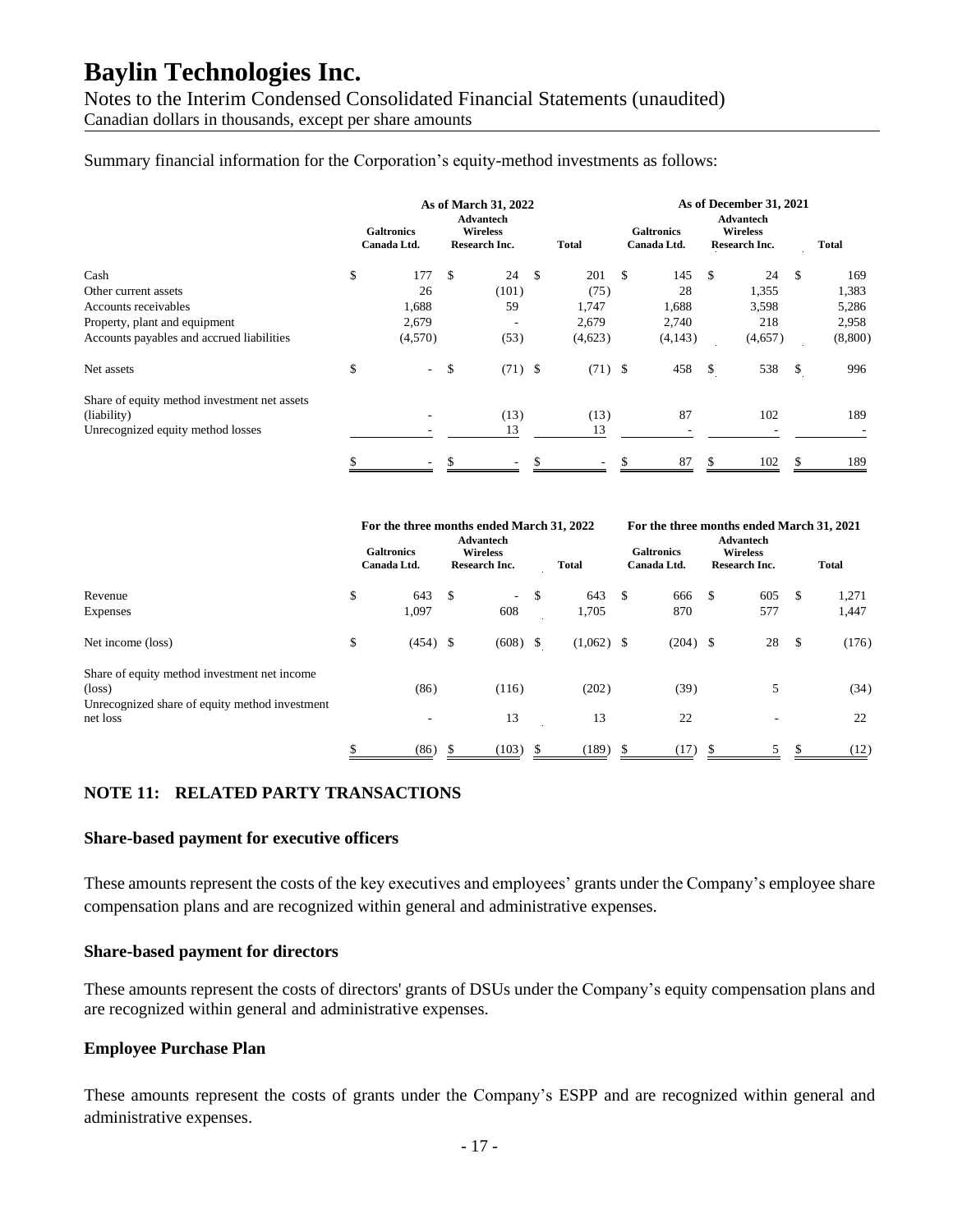Summary financial information for the Corporation's equity-method investments as follows:

| | As of March 31, 2022 | | | As of December 31, 2021 | | |
|---|---|---|---|---|---|---|
| | Galtronics Canada Ltd. | Advantech Wireless Research Inc. | Total | Galtronics Canada Ltd. | Advantech Wireless Research Inc. | Total |
| Cash | $ 177 | $ 24 | $ 201 | $ 145 | $ 24 | $ 169 |
| Other current assets | 26 | (101) | (75) | 28 | 1,355 | 1,383 |
| Accounts receivables | 1,688 | 59 | 1,747 | 1,688 | 3,598 | 5,286 |
| Property, plant and equipment | 2,679 | - | 2,679 | 2,740 | 218 | 2,958 |
| Accounts payables and accrued liabilities | (4,570) | (53) | (4,623) | (4,143) | (4,657) | (8,800) |
| Net assets | $ - | $ (71) | $ (71) | $ 458 | $ 538 | $ 996 |
| Share of equity method investment net assets (liability) | - | (13) | (13) | 87 | 102 | 189 |
| Unrecognized equity method losses | - | 13 | 13 | - | - | - |
| | $ - | $ - | $ - | $ 87 | $ 102 | $ 189 |

| | For the three months ended March 31, 2022 | | | For the three months ended March 31, 2021 | | |
|---|---|---|---|---|---|---|
| | Galtronics Canada Ltd. | Advantech Wireless Research Inc. | Total | Galtronics Canada Ltd. | Advantech Wireless Research Inc. | Total |
| Revenue | $ 643 | $ - | $ 643 | $ 666 | $ 605 | $ 1,271 |
| Expenses | 1,097 | 608 | 1,705 | 870 | 577 | 1,447 |
| Net income (loss) | $ (454) | $ (608) | $ (1,062) | $ (204) | $ 28 | $ (176) |
| Share of equity method investment net income (loss) | (86) | (116) | (202) | (39) | 5 | (34) |
| Unrecognized share of equity method investment net loss | - | 13 | 13 | 22 | - | 22 |
| | $ (86) | $ (103) | $ (189) | $ (17) | $ 5 | $ (12) |

## NOTE 11: RELATED PARTY TRANSACTIONS

### Share-based payment for executive officers

These amounts represent the costs of the key executives and employees' grants under the Company's employee share compensation plans and are recognized within general and administrative expenses.

### Share-based payment for directors

These amounts represent the costs of directors' grants of DSUs under the Company's equity compensation plans and are recognized within general and administrative expenses.

### Employee Purchase Plan

These amounts represent the costs of grants under the Company's ESPP and are recognized within general and administrative expenses.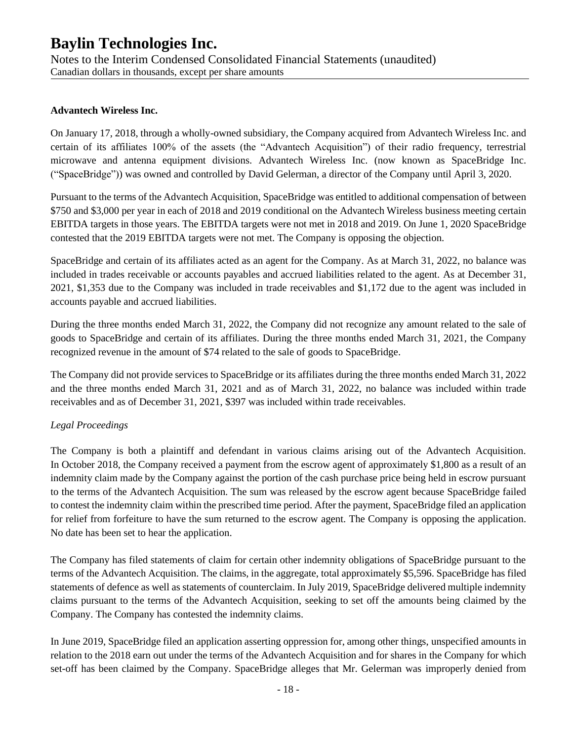**Advantech Wireless Inc.**

On January 17, 2018, through a wholly-owned subsidiary, the Company acquired from Advantech Wireless Inc. and certain of its affiliates 100% of the assets (the "Advantech Acquisition") of their radio frequency, terrestrial microwave and antenna equipment divisions. Advantech Wireless Inc. (now known as SpaceBridge Inc. ("SpaceBridge")) was owned and controlled by David Gelerman, a director of the Company until April 3, 2020.

Pursuant to the terms of the Advantech Acquisition, SpaceBridge was entitled to additional compensation of between $750 and $3,000 per year in each of 2018 and 2019 conditional on the Advantech Wireless business meeting certain EBITDA targets in those years. The EBITDA targets were not met in 2018 and 2019. On June 1, 2020 SpaceBridge contested that the 2019 EBITDA targets were not met. The Company is opposing the objection.

SpaceBridge and certain of its affiliates acted as an agent for the Company. As at March 31, 2022, no balance was included in trades receivable or accounts payables and accrued liabilities related to the agent. As at December 31, 2021, $1,353 due to the Company was included in trade receivables and $1,172 due to the agent was included in accounts payable and accrued liabilities.

During the three months ended March 31, 2022, the Company did not recognize any amount related to the sale of goods to SpaceBridge and certain of its affiliates. During the three months ended March 31, 2021, the Company recognized revenue in the amount of $74 related to the sale of goods to SpaceBridge.

The Company did not provide services to SpaceBridge or its affiliates during the three months ended March 31, 2022 and the three months ended March 31, 2021 and as of March 31, 2022, no balance was included within trade receivables and as of December 31, 2021, $397 was included within trade receivables.

*Legal Proceedings*

The Company is both a plaintiff and defendant in various claims arising out of the Advantech Acquisition. In October 2018, the Company received a payment from the escrow agent of approximately $1,800 as a result of an indemnity claim made by the Company against the portion of the cash purchase price being held in escrow pursuant to the terms of the Advantech Acquisition. The sum was released by the escrow agent because SpaceBridge failed to contest the indemnity claim within the prescribed time period. After the payment, SpaceBridge filed an application for relief from forfeiture to have the sum returned to the escrow agent. The Company is opposing the application. No date has been set to hear the application.

The Company has filed statements of claim for certain other indemnity obligations of SpaceBridge pursuant to the terms of the Advantech Acquisition. The claims, in the aggregate, total approximately $5,596. SpaceBridge has filed statements of defence as well as statements of counterclaim. In July 2019, SpaceBridge delivered multiple indemnity claims pursuant to the terms of the Advantech Acquisition, seeking to set off the amounts being claimed by the Company. The Company has contested the indemnity claims.

In June 2019, SpaceBridge filed an application asserting oppression for, among other things, unspecified amounts in relation to the 2018 earn out under the terms of the Advantech Acquisition and for shares in the Company for which set-off has been claimed by the Company. SpaceBridge alleges that Mr. Gelerman was improperly denied from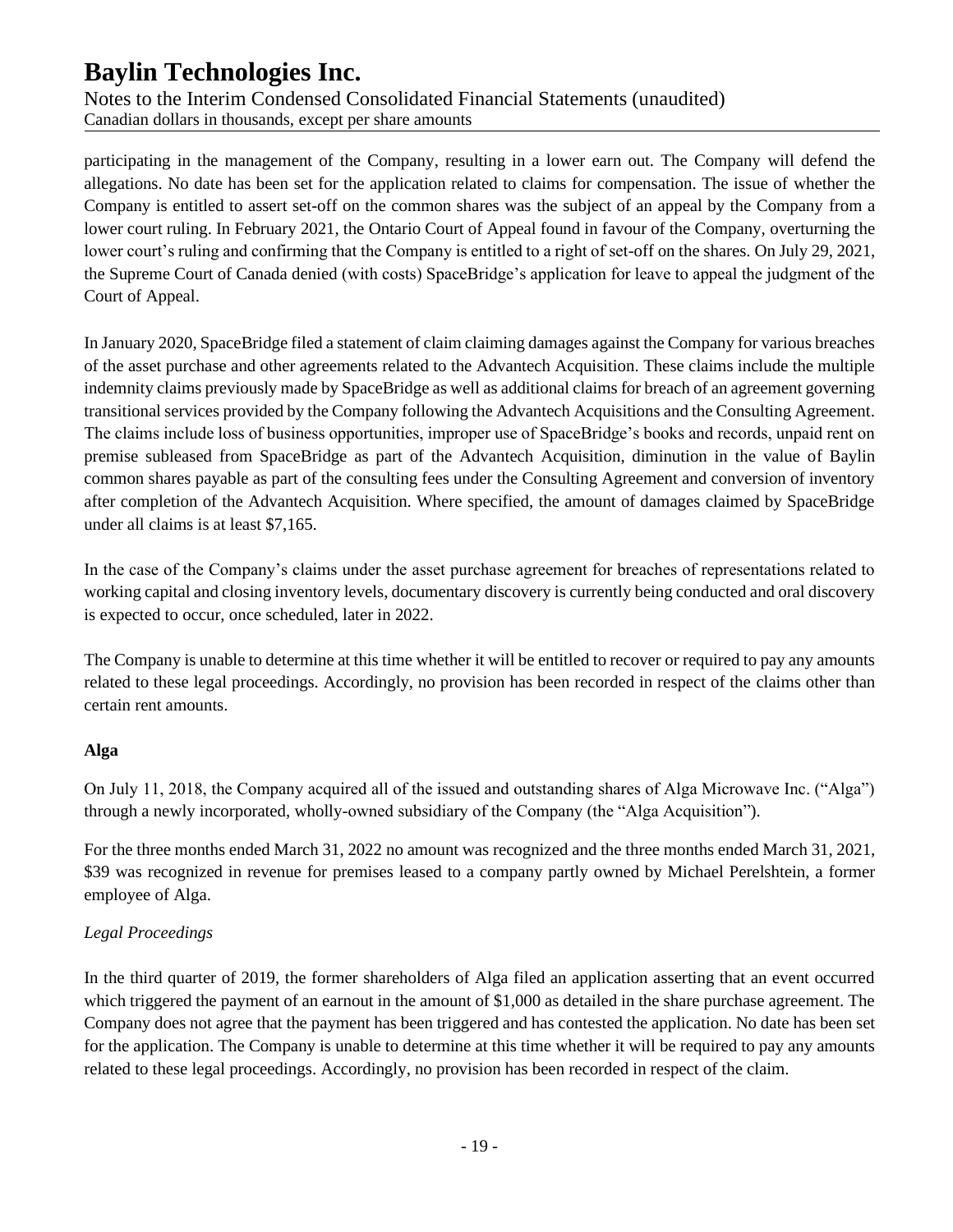participating in the management of the Company, resulting in a lower earn out. The Company will defend the allegations. No date has been set for the application related to claims for compensation. The issue of whether the Company is entitled to assert set-off on the common shares was the subject of an appeal by the Company from a lower court ruling. In February 2021, the Ontario Court of Appeal found in favour of the Company, overturning the lower court's ruling and confirming that the Company is entitled to a right of set-off on the shares. On July 29, 2021, the Supreme Court of Canada denied (with costs) SpaceBridge's application for leave to appeal the judgment of the Court of Appeal.

In January 2020, SpaceBridge filed a statement of claim claiming damages against the Company for various breaches of the asset purchase and other agreements related to the Advantech Acquisition. These claims include the multiple indemnity claims previously made by SpaceBridge as well as additional claims for breach of an agreement governing transitional services provided by the Company following the Advantech Acquisitions and the Consulting Agreement. The claims include loss of business opportunities, improper use of SpaceBridge's books and records, unpaid rent on premise subleased from SpaceBridge as part of the Advantech Acquisition, diminution in the value of Baylin common shares payable as part of the consulting fees under the Consulting Agreement and conversion of inventory after completion of the Advantech Acquisition. Where specified, the amount of damages claimed by SpaceBridge under all claims is at least $7,165.

In the case of the Company's claims under the asset purchase agreement for breaches of representations related to working capital and closing inventory levels, documentary discovery is currently being conducted and oral discovery is expected to occur, once scheduled, later in 2022.

The Company is unable to determine at this time whether it will be entitled to recover or required to pay any amounts related to these legal proceedings. Accordingly, no provision has been recorded in respect of the claims other than certain rent amounts.

**Alga**

On July 11, 2018, the Company acquired all of the issued and outstanding shares of Alga Microwave Inc. ("Alga") through a newly incorporated, wholly-owned subsidiary of the Company (the "Alga Acquisition").

For the three months ended March 31, 2022 no amount was recognized and the three months ended March 31, 2021, $39 was recognized in revenue for premises leased to a company partly owned by Michael Perelshtein, a former employee of Alga.

*Legal Proceedings*

In the third quarter of 2019, the former shareholders of Alga filed an application asserting that an event occurred which triggered the payment of an earnout in the amount of $1,000 as detailed in the share purchase agreement. The Company does not agree that the payment has been triggered and has contested the application. No date has been set for the application. The Company is unable to determine at this time whether it will be required to pay any amounts related to these legal proceedings. Accordingly, no provision has been recorded in respect of the claim.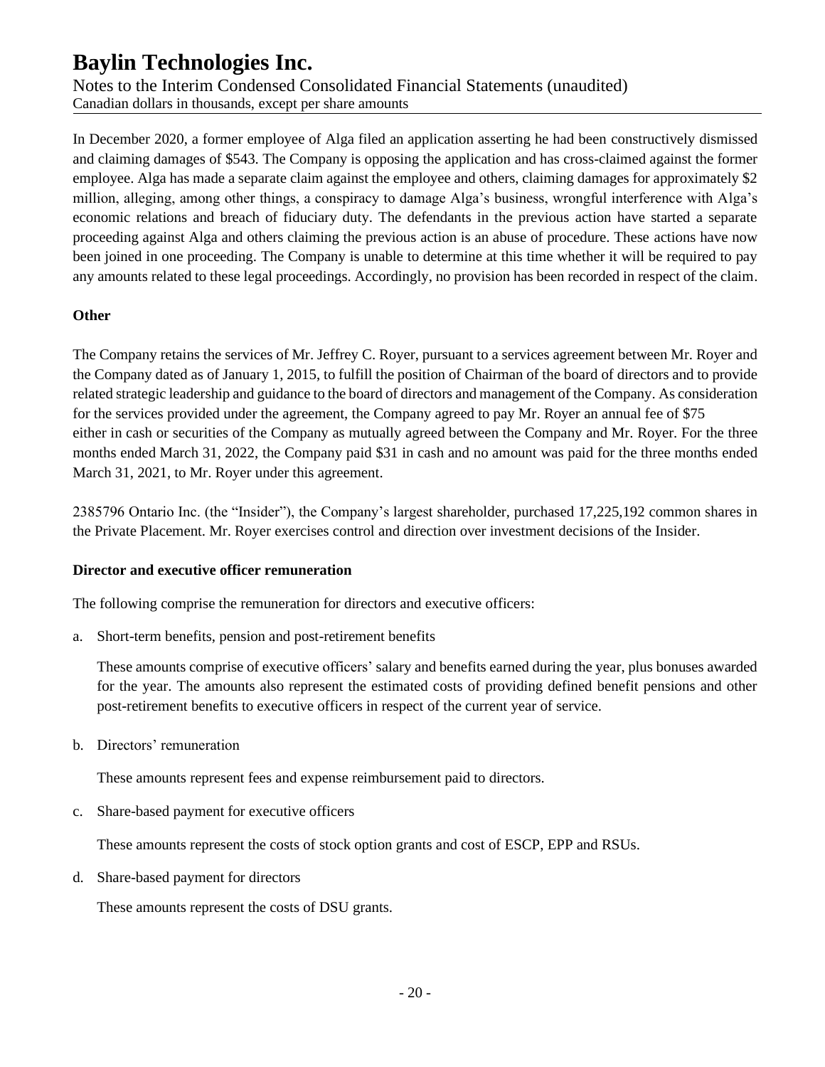In December 2020, a former employee of Alga filed an application asserting he had been constructively dismissed and claiming damages of $543. The Company is opposing the application and has cross-claimed against the former employee. Alga has made a separate claim against the employee and others, claiming damages for approximately $2 million, alleging, among other things, a conspiracy to damage Alga's business, wrongful interference with Alga's economic relations and breach of fiduciary duty. The defendants in the previous action have started a separate proceeding against Alga and others claiming the previous action is an abuse of procedure. These actions have now been joined in one proceeding. The Company is unable to determine at this time whether it will be required to pay any amounts related to these legal proceedings. Accordingly, no provision has been recorded in respect of the claim.

**Other**

The Company retains the services of Mr. Jeffrey C. Royer, pursuant to a services agreement between Mr. Royer and the Company dated as of January 1, 2015, to fulfill the position of Chairman of the board of directors and to provide related strategic leadership and guidance to the board of directors and management of the Company. As consideration for the services provided under the agreement, the Company agreed to pay Mr. Royer an annual fee of $75 either in cash or securities of the Company as mutually agreed between the Company and Mr. Royer. For the three months ended March 31, 2022, the Company paid $31 in cash and no amount was paid for the three months ended March 31, 2021, to Mr. Royer under this agreement.

2385796 Ontario Inc. (the "Insider"), the Company's largest shareholder, purchased 17,225,192 common shares in the Private Placement. Mr. Royer exercises control and direction over investment decisions of the Insider.

**Director and executive officer remuneration**

The following comprise the remuneration for directors and executive officers:

a. Short-term benefits, pension and post-retirement benefits

   These amounts comprise of executive officers' salary and benefits earned during the year, plus bonuses awarded for the year. The amounts also represent the estimated costs of providing defined benefit pensions and other post-retirement benefits to executive officers in respect of the current year of service.

b. Directors' remuneration

   These amounts represent fees and expense reimbursement paid to directors.

c. Share-based payment for executive officers

   These amounts represent the costs of stock option grants and cost of ESCP, EPP and RSUs.

d. Share-based payment for directors

   These amounts represent the costs of DSU grants.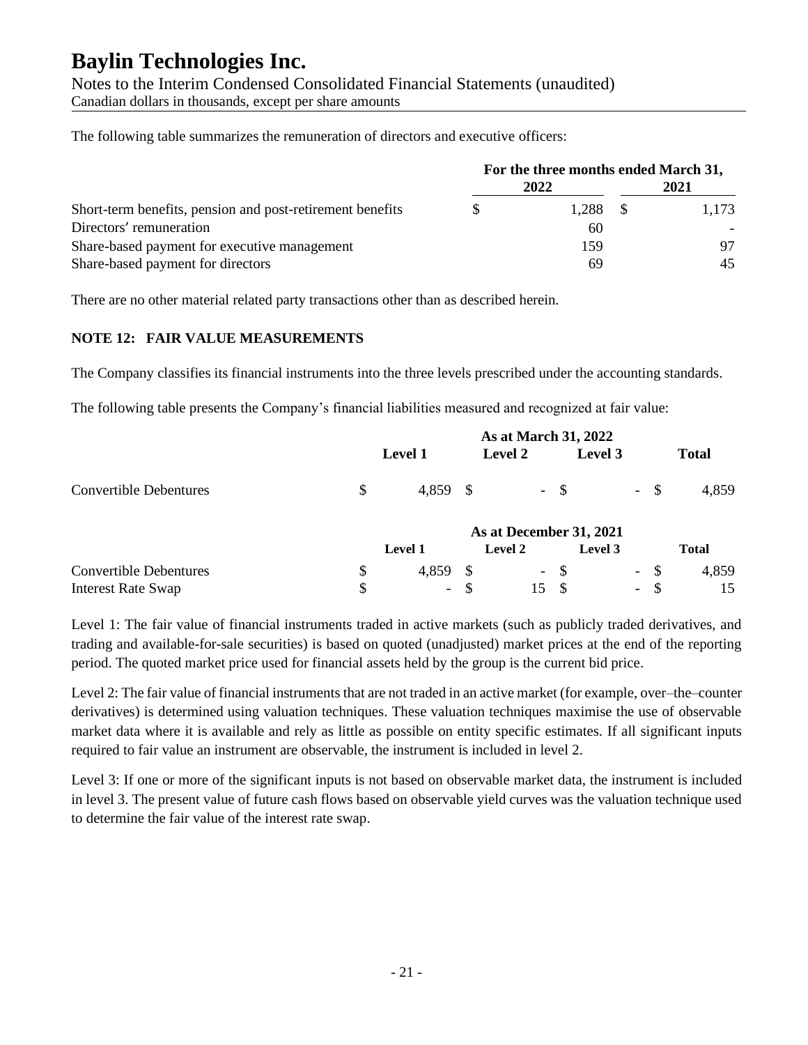The following table summarizes the remuneration of directors and executive officers:

| | For the three months ended March 31, | |
|---|---|---|
| | 2022 | 2021 |
| Short-term benefits, pension and post-retirement benefits | $ 1,288 | $ 1,173 |
| Directors' remuneration | 60 | - |
| Share-based payment for executive management | 159 | 97 |
| Share-based payment for directors | 69 | 45 |

There are no other material related party transactions other than as described herein.

**NOTE 12: FAIR VALUE MEASUREMENTS**

The Company classifies its financial instruments into the three levels prescribed under the accounting standards.

The following table presents the Company's financial liabilities measured and recognized at fair value:

| | As at March 31, 2022 | | | |
|---|---|---|---|---|
| | Level 1 | Level 2 | Level 3 | Total |
| Convertible Debentures | $ 4,859 | $ - | $ - | $ 4,859 |

| | As at December 31, 2021 | | | |
|---|---|---|---|---|
| | Level 1 | Level 2 | Level 3 | Total |
| Convertible Debentures | $ 4,859 | $ - | $ - | $ 4,859 |
| Interest Rate Swap | $ - | $ 15 | $ - | $ 15 |

Level 1: The fair value of financial instruments traded in active markets (such as publicly traded derivatives, and trading and available-for-sale securities) is based on quoted (unadjusted) market prices at the end of the reporting period. The quoted market price used for financial assets held by the group is the current bid price.

Level 2: The fair value of financial instruments that are not traded in an active market (for example, over–the–counter derivatives) is determined using valuation techniques. These valuation techniques maximise the use of observable market data where it is available and rely as little as possible on entity specific estimates. If all significant inputs required to fair value an instrument are observable, the instrument is included in level 2.

Level 3: If one or more of the significant inputs is not based on observable market data, the instrument is included in level 3. The present value of future cash flows based on observable yield curves was the valuation technique used to determine the fair value of the interest rate swap.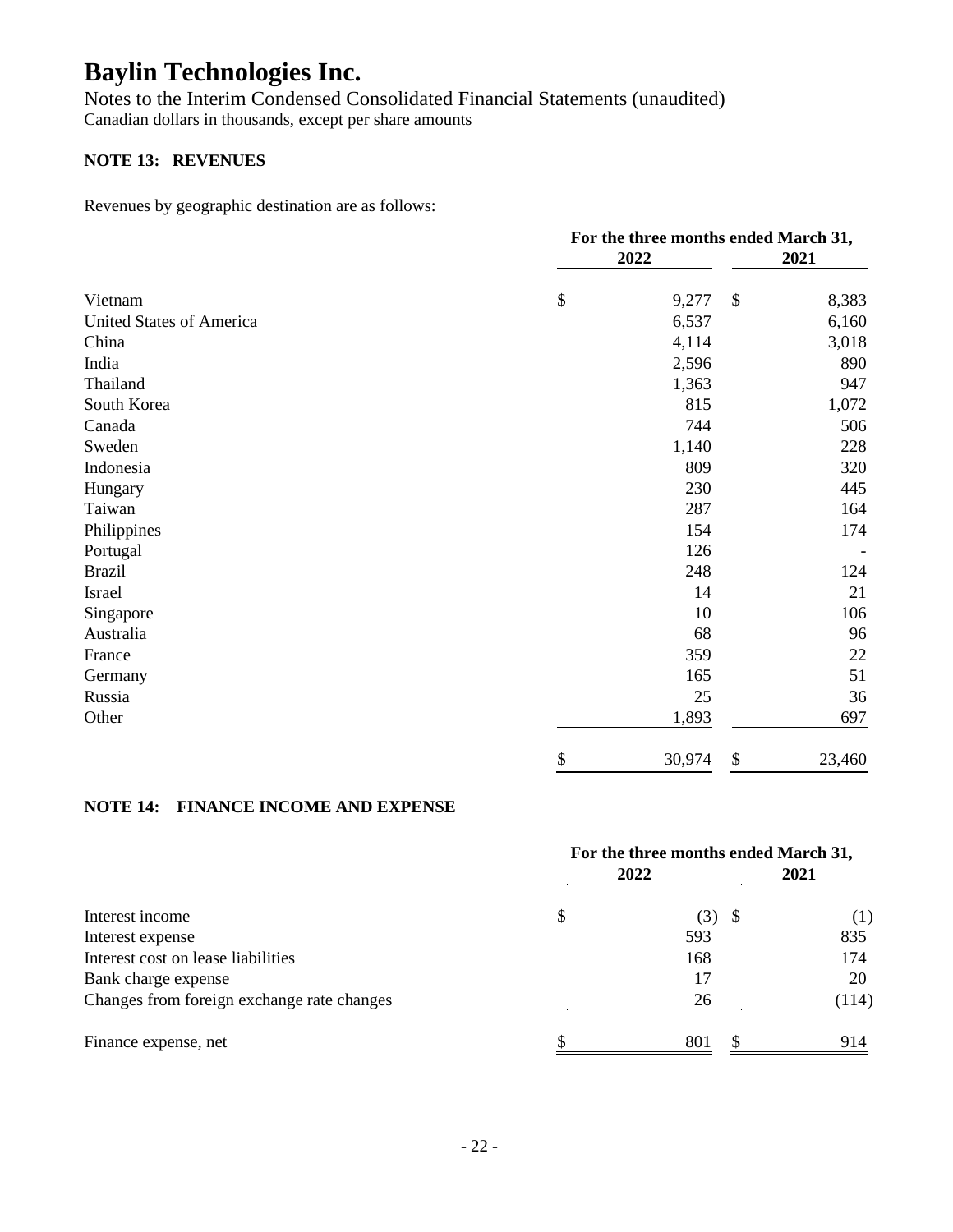# Baylin Technologies Inc.

Notes to the Interim Condensed Consolidated Financial Statements (unaudited)
Canadian dollars in thousands, except per share amounts

## NOTE 13: REVENUES

Revenues by geographic destination are as follows:

| | For the three months ended March 31, 2022 | 2021 |
|---|---|---|
| Vietnam | $ 9,277 | $ 8,383 |
| United States of America | 6,537 | 6,160 |
| China | 4,114 | 3,018 |
| India | 2,596 | 890 |
| Thailand | 1,363 | 947 |
| South Korea | 815 | 1,072 |
| Canada | 744 | 506 |
| Sweden | 1,140 | 228 |
| Indonesia | 809 | 320 |
| Hungary | 230 | 445 |
| Taiwan | 287 | 164 |
| Philippines | 154 | 174 |
| Portugal | 126 | - |
| Brazil | 248 | 124 |
| Israel | 14 | 21 |
| Singapore | 10 | 106 |
| Australia | 68 | 96 |
| France | 359 | 22 |
| Germany | 165 | 51 |
| Russia | 25 | 36 |
| Other | 1,893 | 697 |
| | $ 30,974 | $ 23,460 |

## NOTE 14: FINANCE INCOME AND EXPENSE

| | For the three months ended March 31, 2022 | 2021 |
|---|---|---|
| Interest income | $ (3) | $ (1) |
| Interest expense | 593 | 835 |
| Interest cost on lease liabilities | 168 | 174 |
| Bank charge expense | 17 | 20 |
| Changes from foreign exchange rate changes | 26 | (114) |
| Finance expense, net | $ 801 | $ 914 |